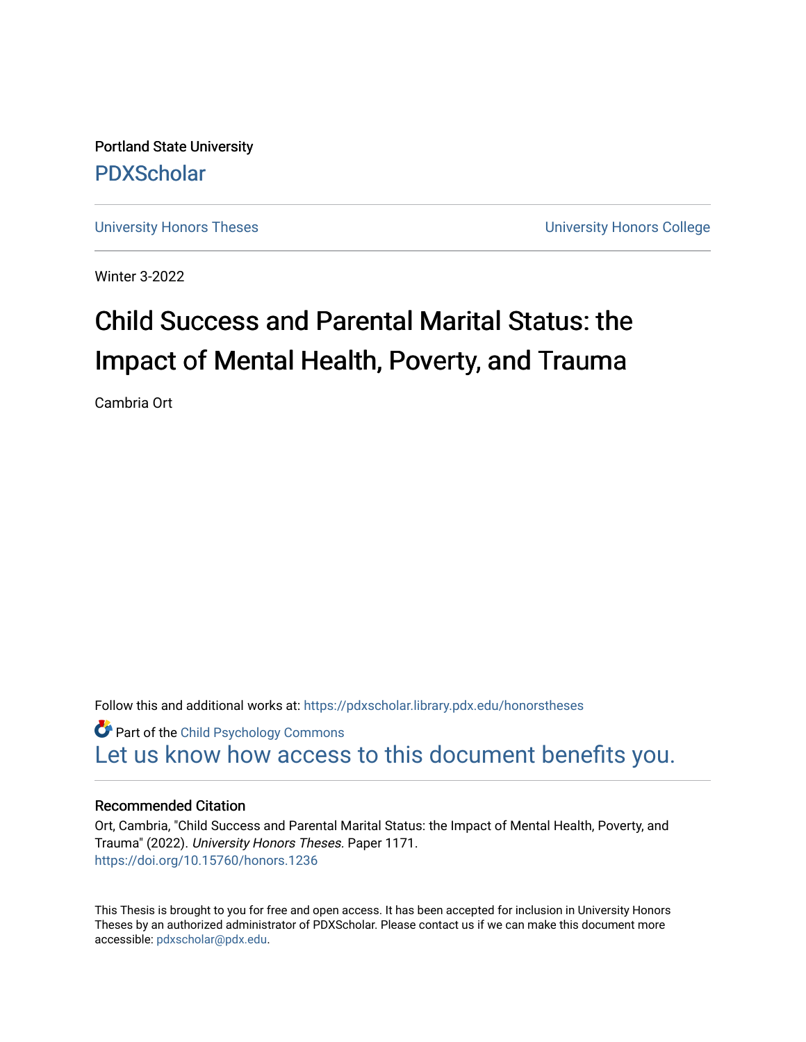Portland State University

PDXScholar

University Honors Theses | University Honors College

Winter 3-2022

# Child Success and Parental Marital Status: the Impact of Mental Health, Poverty, and Trauma

Cambria Ort

Follow this and additional works at: https://pdxscholar.library.pdx.edu/honorstheses

Part of the Child Psychology Commons

Let us know how access to this document benefits you.

### Recommended Citation

Ort, Cambria, "Child Success and Parental Marital Status: the Impact of Mental Health, Poverty, and Trauma" (2022). *University Honors Theses.* Paper 1171.
https://doi.org/10.15760/honors.1236

This Thesis is brought to you for free and open access. It has been accepted for inclusion in University Honors Theses by an authorized administrator of PDXScholar. Please contact us if we can make this document more accessible: pdxscholar@pdx.edu.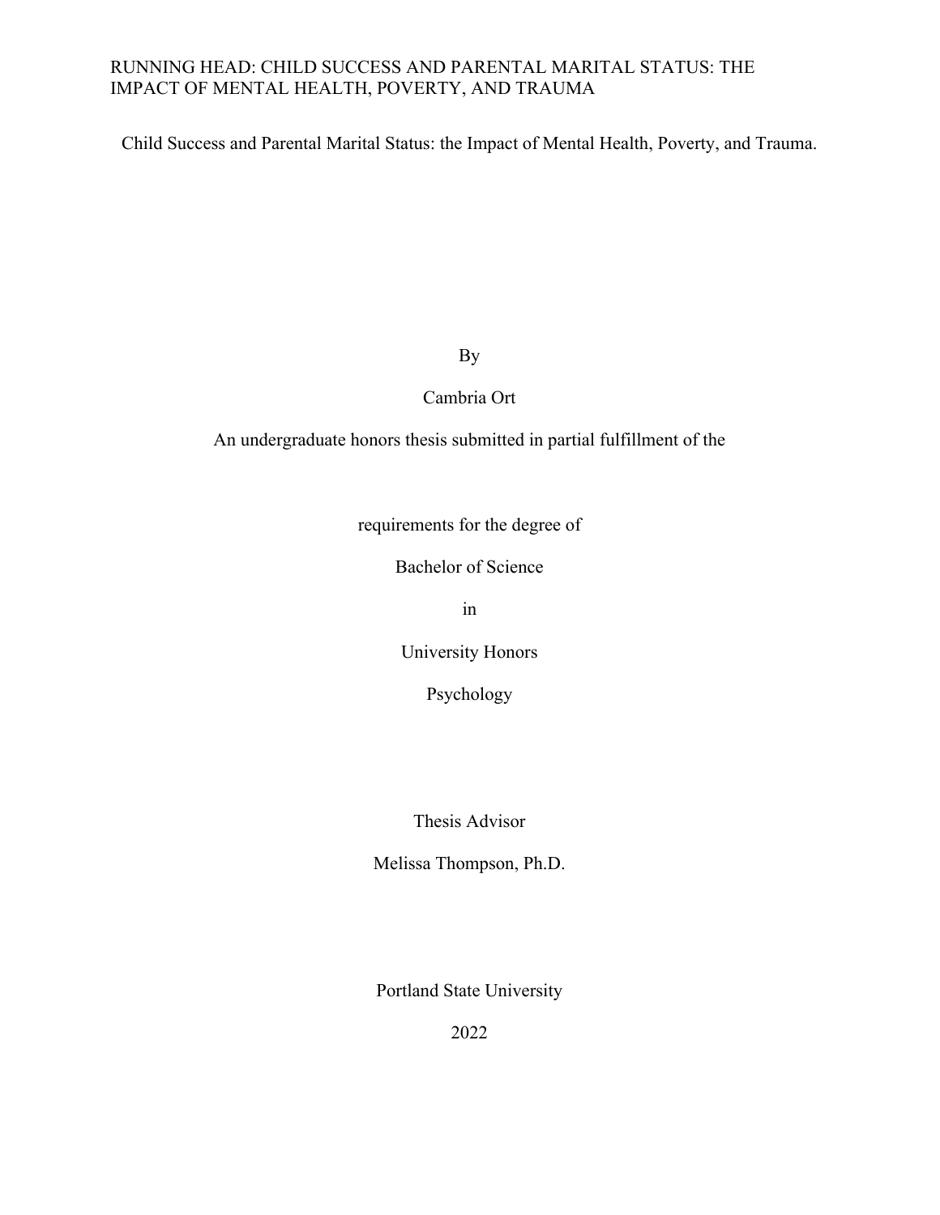Child Success and Parental Marital Status: the Impact of Mental Health, Poverty, and Trauma.

By

Cambria Ort

An undergraduate honors thesis submitted in partial fulfillment of the

requirements for the degree of

Bachelor of Science

in

University Honors

Psychology

Thesis Advisor

Melissa Thompson, Ph.D.

Portland State University

2022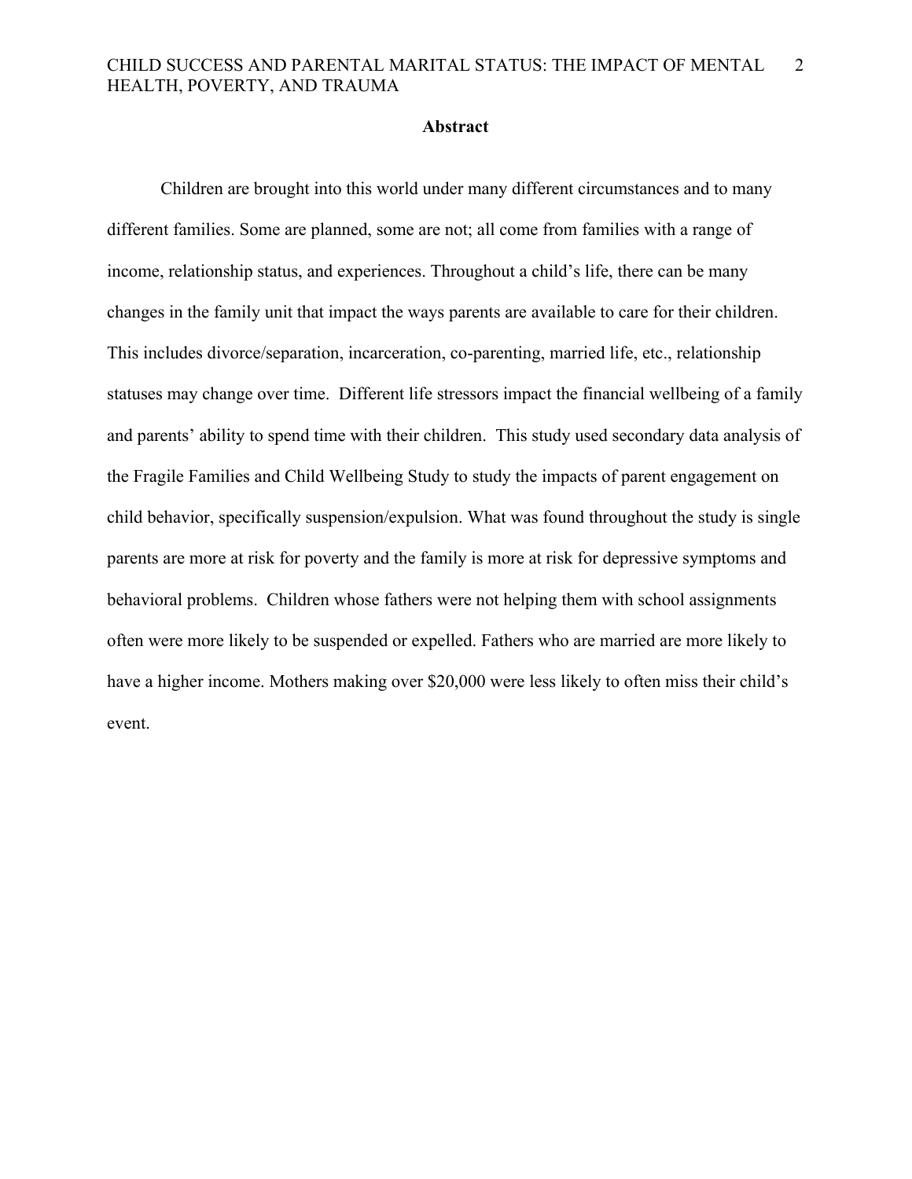## Abstract

Children are brought into this world under many different circumstances and to many different families. Some are planned, some are not; all come from families with a range of income, relationship status, and experiences. Throughout a child's life, there can be many changes in the family unit that impact the ways parents are available to care for their children. This includes divorce/separation, incarceration, co-parenting, married life, etc., relationship statuses may change over time. Different life stressors impact the financial wellbeing of a family and parents' ability to spend time with their children. This study used secondary data analysis of the Fragile Families and Child Wellbeing Study to study the impacts of parent engagement on child behavior, specifically suspension/expulsion. What was found throughout the study is single parents are more at risk for poverty and the family is more at risk for depressive symptoms and behavioral problems. Children whose fathers were not helping them with school assignments often were more likely to be suspended or expelled. Fathers who are married are more likely to have a higher income. Mothers making over $20,000 were less likely to often miss their child's event.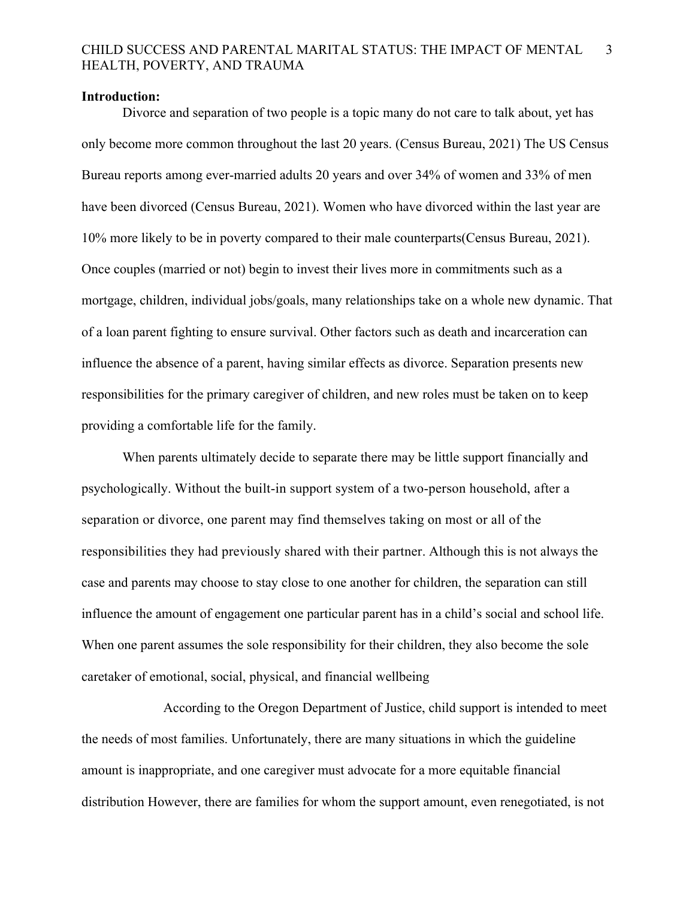**Introduction:**

Divorce and separation of two people is a topic many do not care to talk about, yet has only become more common throughout the last 20 years. (Census Bureau, 2021) The US Census Bureau reports among ever-married adults 20 years and over 34% of women and 33% of men have been divorced (Census Bureau, 2021). Women who have divorced within the last year are 10% more likely to be in poverty compared to their male counterparts(Census Bureau, 2021). Once couples (married or not) begin to invest their lives more in commitments such as a mortgage, children, individual jobs/goals, many relationships take on a whole new dynamic. That of a loan parent fighting to ensure survival. Other factors such as death and incarceration can influence the absence of a parent, having similar effects as divorce. Separation presents new responsibilities for the primary caregiver of children, and new roles must be taken on to keep providing a comfortable life for the family.

When parents ultimately decide to separate there may be little support financially and psychologically. Without the built-in support system of a two-person household, after a separation or divorce, one parent may find themselves taking on most or all of the responsibilities they had previously shared with their partner. Although this is not always the case and parents may choose to stay close to one another for children, the separation can still influence the amount of engagement one particular parent has in a child's social and school life. When one parent assumes the sole responsibility for their children, they also become the sole caretaker of emotional, social, physical, and financial wellbeing

According to the Oregon Department of Justice, child support is intended to meet the needs of most families. Unfortunately, there are many situations in which the guideline amount is inappropriate, and one caregiver must advocate for a more equitable financial distribution However, there are families for whom the support amount, even renegotiated, is not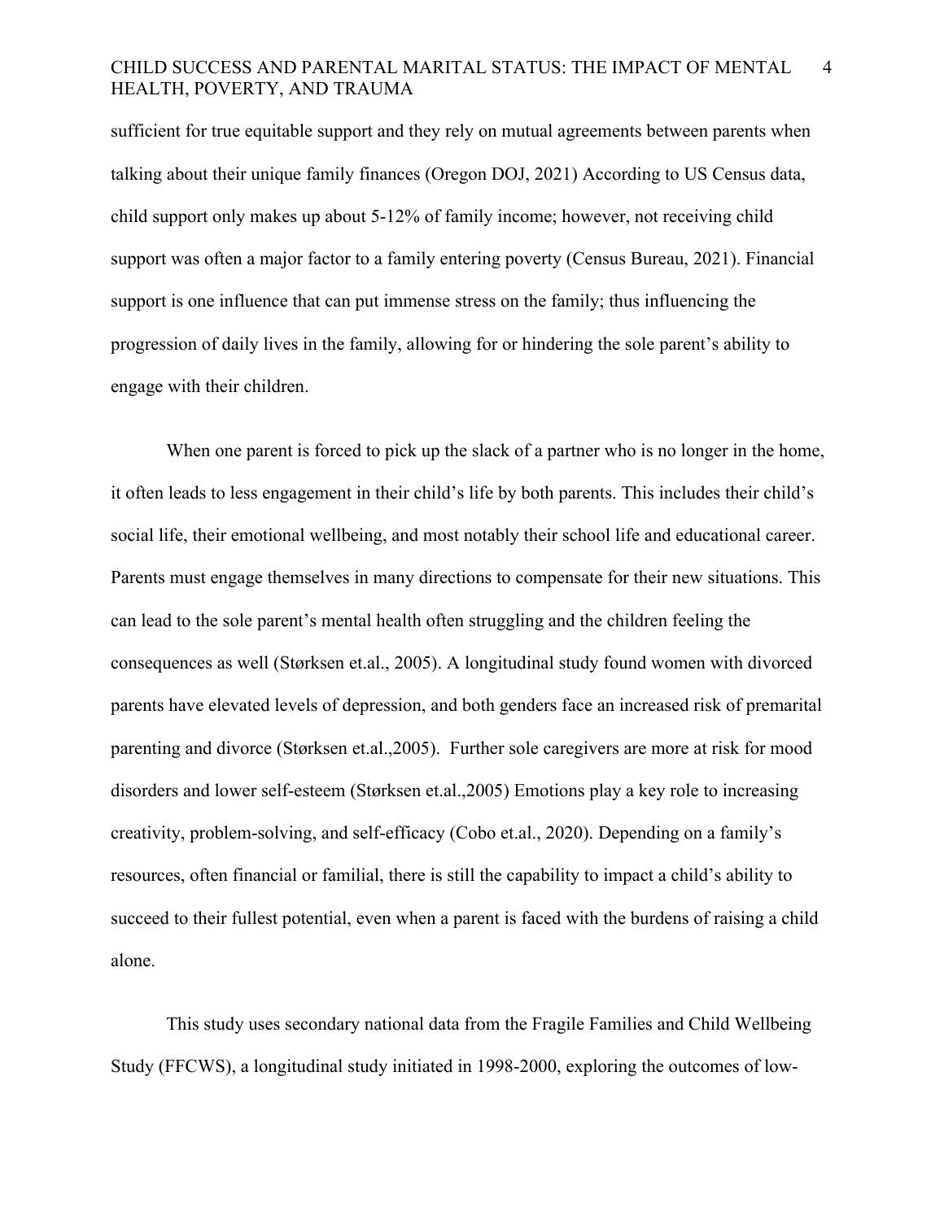sufficient for true equitable support and they rely on mutual agreements between parents when talking about their unique family finances (Oregon DOJ, 2021) According to US Census data, child support only makes up about 5-12% of family income; however, not receiving child support was often a major factor to a family entering poverty (Census Bureau, 2021). Financial support is one influence that can put immense stress on the family; thus influencing the progression of daily lives in the family, allowing for or hindering the sole parent's ability to engage with their children.

When one parent is forced to pick up the slack of a partner who is no longer in the home, it often leads to less engagement in their child's life by both parents. This includes their child's social life, their emotional wellbeing, and most notably their school life and educational career. Parents must engage themselves in many directions to compensate for their new situations. This can lead to the sole parent's mental health often struggling and the children feeling the consequences as well (Størksen et.al., 2005). A longitudinal study found women with divorced parents have elevated levels of depression, and both genders face an increased risk of premarital parenting and divorce (Størksen et.al.,2005). Further sole caregivers are more at risk for mood disorders and lower self-esteem (Størksen et.al.,2005) Emotions play a key role to increasing creativity, problem-solving, and self-efficacy (Cobo et.al., 2020). Depending on a family's resources, often financial or familial, there is still the capability to impact a child's ability to succeed to their fullest potential, even when a parent is faced with the burdens of raising a child alone.

This study uses secondary national data from the Fragile Families and Child Wellbeing Study (FFCWS), a longitudinal study initiated in 1998-2000, exploring the outcomes of low-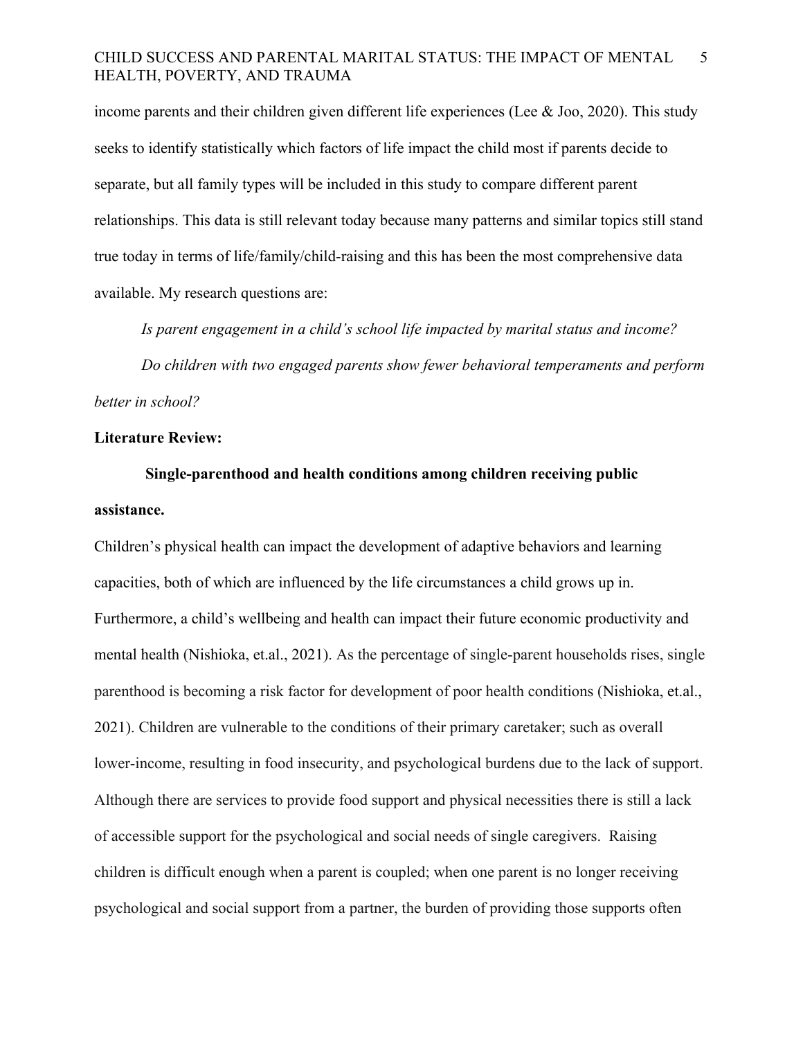income parents and their children given different life experiences (Lee & Joo, 2020). This study seeks to identify statistically which factors of life impact the child most if parents decide to separate, but all family types will be included in this study to compare different parent relationships. This data is still relevant today because many patterns and similar topics still stand true today in terms of life/family/child-raising and this has been the most comprehensive data available. My research questions are:

*Is parent engagement in a child's school life impacted by marital status and income?*

*Do children with two engaged parents show fewer behavioral temperaments and perform better in school?*

## Literature Review:

### Single-parenthood and health conditions among children receiving public assistance.

Children's physical health can impact the development of adaptive behaviors and learning capacities, both of which are influenced by the life circumstances a child grows up in. Furthermore, a child's wellbeing and health can impact their future economic productivity and mental health (Nishioka, et.al., 2021). As the percentage of single-parent households rises, single parenthood is becoming a risk factor for development of poor health conditions (Nishioka, et.al., 2021). Children are vulnerable to the conditions of their primary caretaker; such as overall lower-income, resulting in food insecurity, and psychological burdens due to the lack of support. Although there are services to provide food support and physical necessities there is still a lack of accessible support for the psychological and social needs of single caregivers. Raising children is difficult enough when a parent is coupled; when one parent is no longer receiving psychological and social support from a partner, the burden of providing those supports often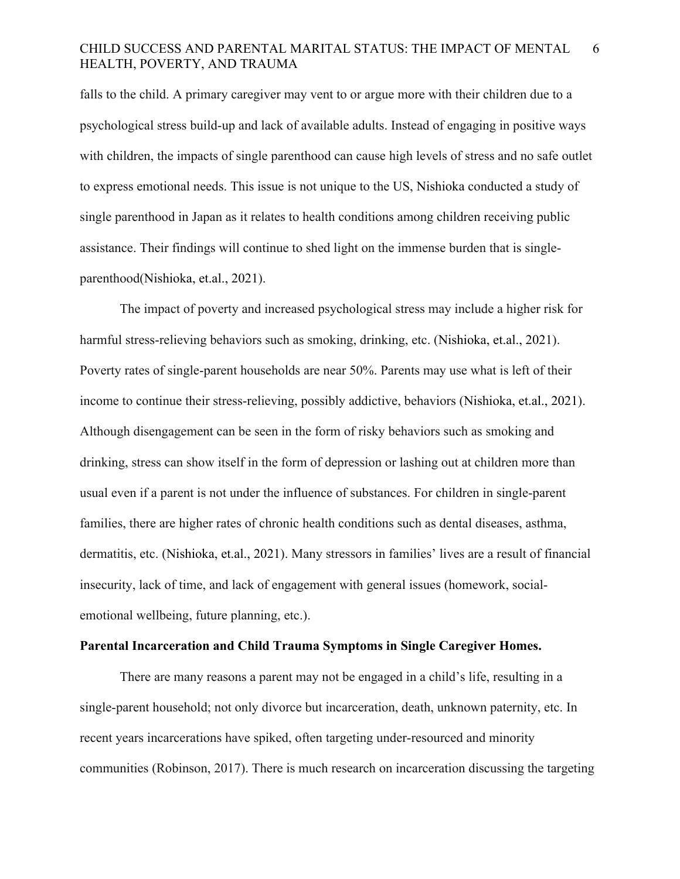falls to the child. A primary caregiver may vent to or argue more with their children due to a psychological stress build-up and lack of available adults. Instead of engaging in positive ways with children, the impacts of single parenthood can cause high levels of stress and no safe outlet to express emotional needs. This issue is not unique to the US, Nishioka conducted a study of single parenthood in Japan as it relates to health conditions among children receiving public assistance. Their findings will continue to shed light on the immense burden that is single-parenthood(Nishioka, et.al., 2021).

The impact of poverty and increased psychological stress may include a higher risk for harmful stress-relieving behaviors such as smoking, drinking, etc. (Nishioka, et.al., 2021). Poverty rates of single-parent households are near 50%. Parents may use what is left of their income to continue their stress-relieving, possibly addictive, behaviors (Nishioka, et.al., 2021). Although disengagement can be seen in the form of risky behaviors such as smoking and drinking, stress can show itself in the form of depression or lashing out at children more than usual even if a parent is not under the influence of substances. For children in single-parent families, there are higher rates of chronic health conditions such as dental diseases, asthma, dermatitis, etc. (Nishioka, et.al., 2021). Many stressors in families' lives are a result of financial insecurity, lack of time, and lack of engagement with general issues (homework, social-emotional wellbeing, future planning, etc.).

**Parental Incarceration and Child Trauma Symptoms in Single Caregiver Homes.**

There are many reasons a parent may not be engaged in a child's life, resulting in a single-parent household; not only divorce but incarceration, death, unknown paternity, etc. In recent years incarcerations have spiked, often targeting under-resourced and minority communities (Robinson, 2017). There is much research on incarceration discussing the targeting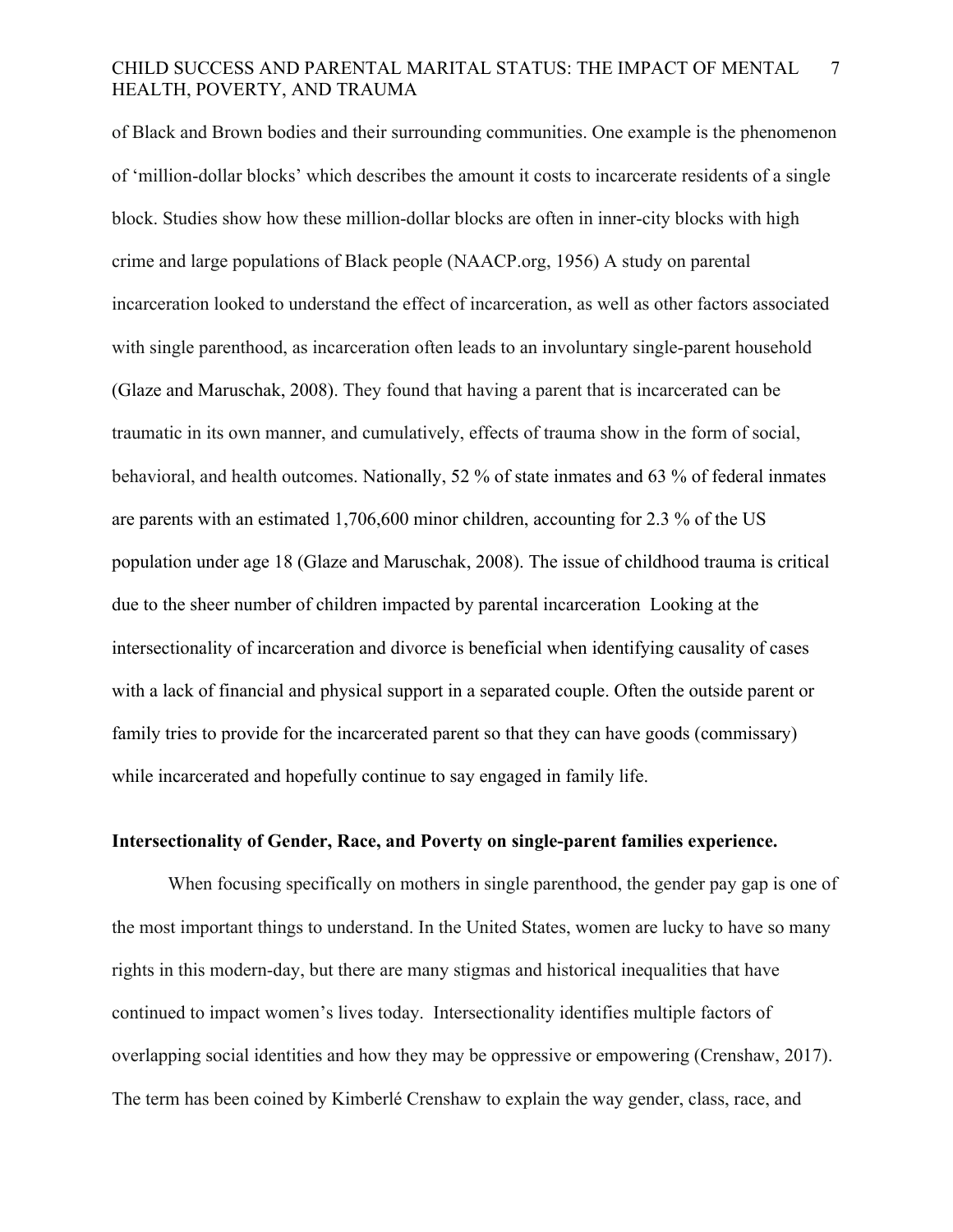of Black and Brown bodies and their surrounding communities. One example is the phenomenon of 'million-dollar blocks' which describes the amount it costs to incarcerate residents of a single block. Studies show how these million-dollar blocks are often in inner-city blocks with high crime and large populations of Black people (NAACP.org, 1956) A study on parental incarceration looked to understand the effect of incarceration, as well as other factors associated with single parenthood, as incarceration often leads to an involuntary single-parent household (Glaze and Maruschak, 2008). They found that having a parent that is incarcerated can be traumatic in its own manner, and cumulatively, effects of trauma show in the form of social, behavioral, and health outcomes. Nationally, 52 % of state inmates and 63 % of federal inmates are parents with an estimated 1,706,600 minor children, accounting for 2.3 % of the US population under age 18 (Glaze and Maruschak, 2008). The issue of childhood trauma is critical due to the sheer number of children impacted by parental incarceration  Looking at the intersectionality of incarceration and divorce is beneficial when identifying causality of cases with a lack of financial and physical support in a separated couple. Often the outside parent or family tries to provide for the incarcerated parent so that they can have goods (commissary) while incarcerated and hopefully continue to say engaged in family life.

**Intersectionality of Gender, Race, and Poverty on single-parent families experience.**

When focusing specifically on mothers in single parenthood, the gender pay gap is one of the most important things to understand. In the United States, women are lucky to have so many rights in this modern-day, but there are many stigmas and historical inequalities that have continued to impact women's lives today.  Intersectionality identifies multiple factors of overlapping social identities and how they may be oppressive or empowering (Crenshaw, 2017). The term has been coined by Kimberlé Crenshaw to explain the way gender, class, race, and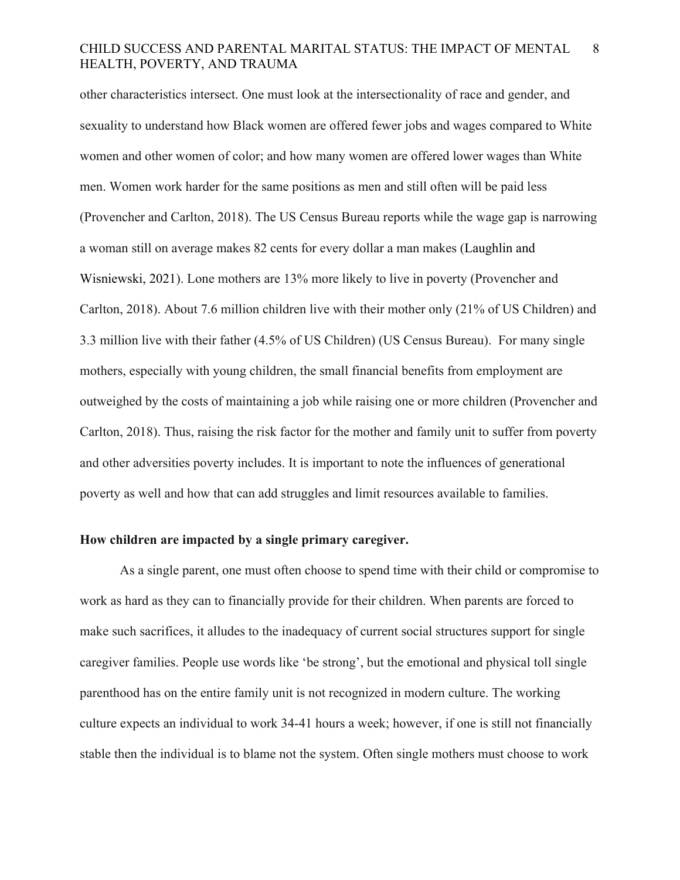other characteristics intersect. One must look at the intersectionality of race and gender, and sexuality to understand how Black women are offered fewer jobs and wages compared to White women and other women of color; and how many women are offered lower wages than White men. Women work harder for the same positions as men and still often will be paid less (Provencher and Carlton, 2018). The US Census Bureau reports while the wage gap is narrowing a woman still on average makes 82 cents for every dollar a man makes (Laughlin and Wisniewski, 2021). Lone mothers are 13% more likely to live in poverty (Provencher and Carlton, 2018). About 7.6 million children live with their mother only (21% of US Children) and 3.3 million live with their father (4.5% of US Children) (US Census Bureau). For many single mothers, especially with young children, the small financial benefits from employment are outweighed by the costs of maintaining a job while raising one or more children (Provencher and Carlton, 2018). Thus, raising the risk factor for the mother and family unit to suffer from poverty and other adversities poverty includes. It is important to note the influences of generational poverty as well and how that can add struggles and limit resources available to families.

**How children are impacted by a single primary caregiver.**

As a single parent, one must often choose to spend time with their child or compromise to work as hard as they can to financially provide for their children. When parents are forced to make such sacrifices, it alludes to the inadequacy of current social structures support for single caregiver families. People use words like 'be strong', but the emotional and physical toll single parenthood has on the entire family unit is not recognized in modern culture. The working culture expects an individual to work 34-41 hours a week; however, if one is still not financially stable then the individual is to blame not the system. Often single mothers must choose to work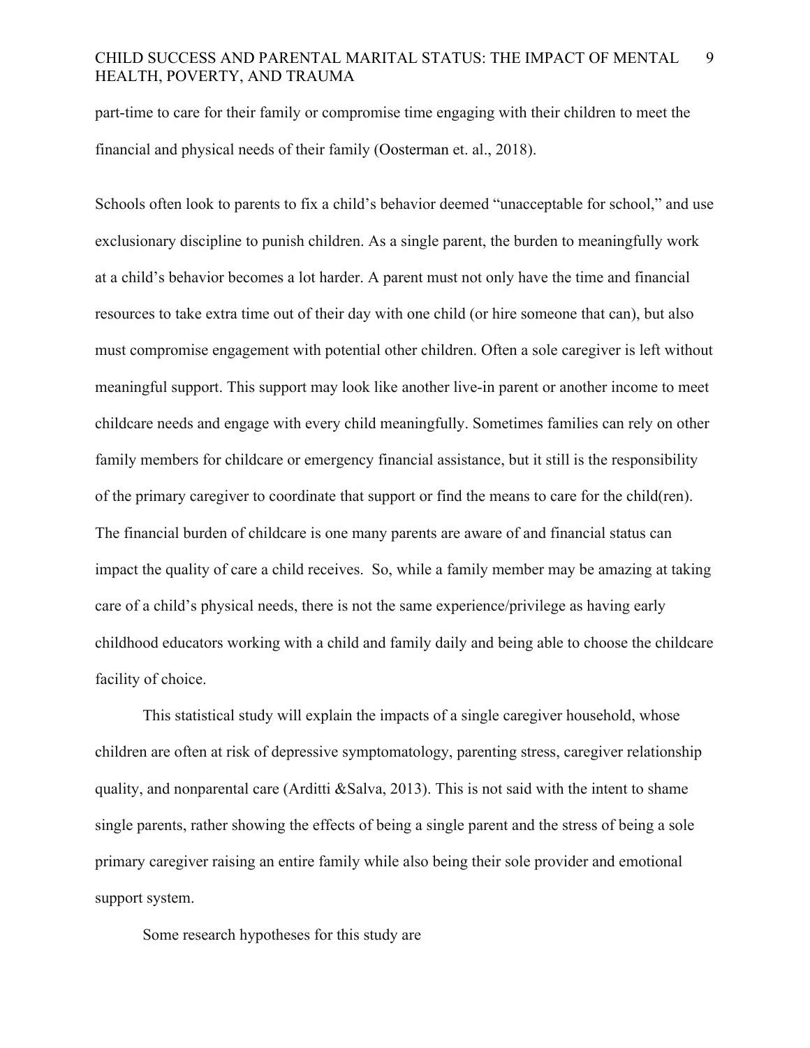part-time to care for their family or compromise time engaging with their children to meet the financial and physical needs of their family (Oosterman et. al., 2018).

Schools often look to parents to fix a child's behavior deemed "unacceptable for school," and use exclusionary discipline to punish children. As a single parent, the burden to meaningfully work at a child's behavior becomes a lot harder. A parent must not only have the time and financial resources to take extra time out of their day with one child (or hire someone that can), but also must compromise engagement with potential other children. Often a sole caregiver is left without meaningful support. This support may look like another live-in parent or another income to meet childcare needs and engage with every child meaningfully. Sometimes families can rely on other family members for childcare or emergency financial assistance, but it still is the responsibility of the primary caregiver to coordinate that support or find the means to care for the child(ren). The financial burden of childcare is one many parents are aware of and financial status can impact the quality of care a child receives. So, while a family member may be amazing at taking care of a child's physical needs, there is not the same experience/privilege as having early childhood educators working with a child and family daily and being able to choose the childcare facility of choice.

This statistical study will explain the impacts of a single caregiver household, whose children are often at risk of depressive symptomatology, parenting stress, caregiver relationship quality, and nonparental care (Arditti &Salva, 2013). This is not said with the intent to shame single parents, rather showing the effects of being a single parent and the stress of being a sole primary caregiver raising an entire family while also being their sole provider and emotional support system.

Some research hypotheses for this study are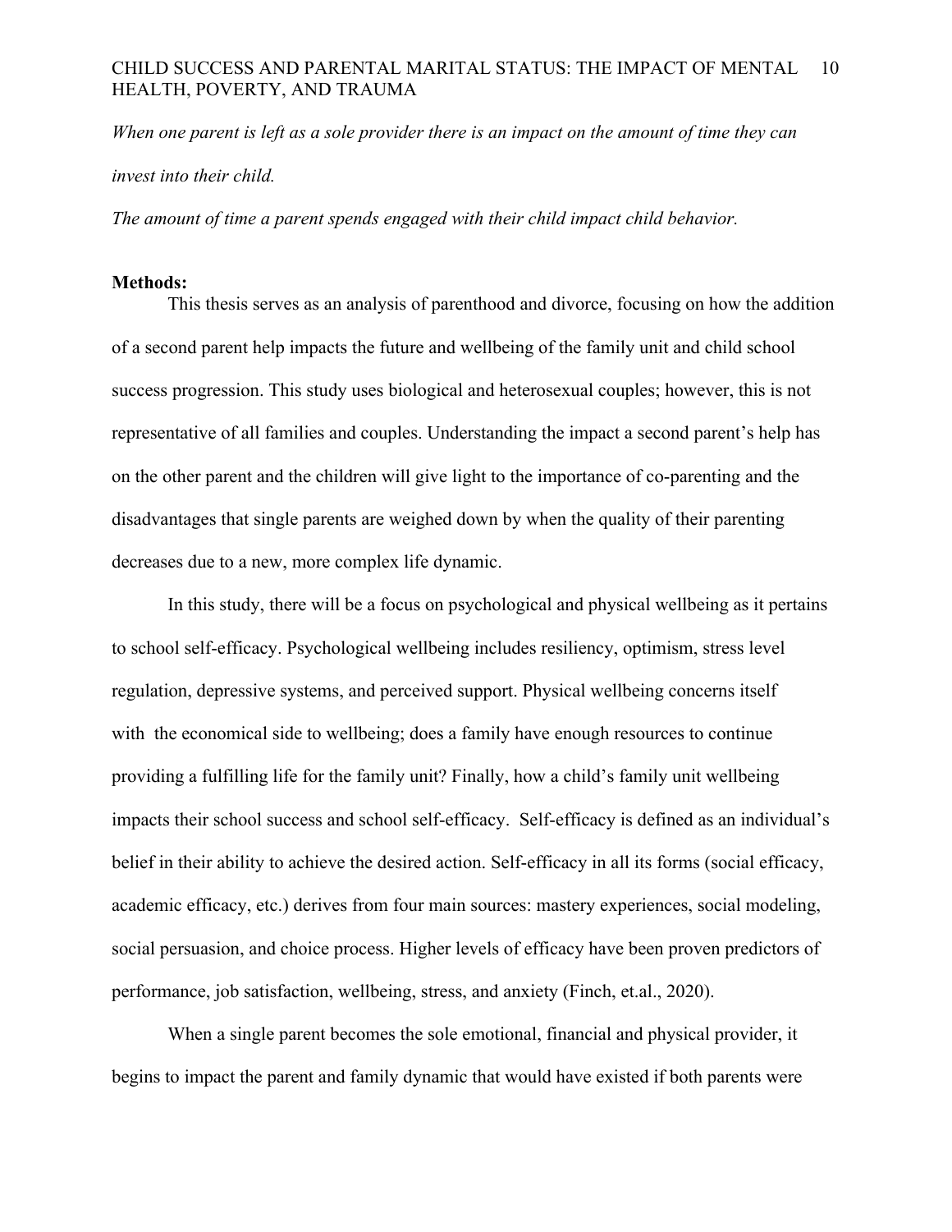*When one parent is left as a sole provider there is an impact on the amount of time they can invest into their child.*

*The amount of time a parent spends engaged with their child impact child behavior.*

**Methods:**

This thesis serves as an analysis of parenthood and divorce, focusing on how the addition of a second parent help impacts the future and wellbeing of the family unit and child school success progression. This study uses biological and heterosexual couples; however, this is not representative of all families and couples. Understanding the impact a second parent's help has on the other parent and the children will give light to the importance of co-parenting and the disadvantages that single parents are weighed down by when the quality of their parenting decreases due to a new, more complex life dynamic.

In this study, there will be a focus on psychological and physical wellbeing as it pertains to school self-efficacy. Psychological wellbeing includes resiliency, optimism, stress level regulation, depressive systems, and perceived support. Physical wellbeing concerns itself with the economical side to wellbeing; does a family have enough resources to continue providing a fulfilling life for the family unit? Finally, how a child's family unit wellbeing impacts their school success and school self-efficacy. Self-efficacy is defined as an individual's belief in their ability to achieve the desired action. Self-efficacy in all its forms (social efficacy, academic efficacy, etc.) derives from four main sources: mastery experiences, social modeling, social persuasion, and choice process. Higher levels of efficacy have been proven predictors of performance, job satisfaction, wellbeing, stress, and anxiety (Finch, et.al., 2020).

When a single parent becomes the sole emotional, financial and physical provider, it begins to impact the parent and family dynamic that would have existed if both parents were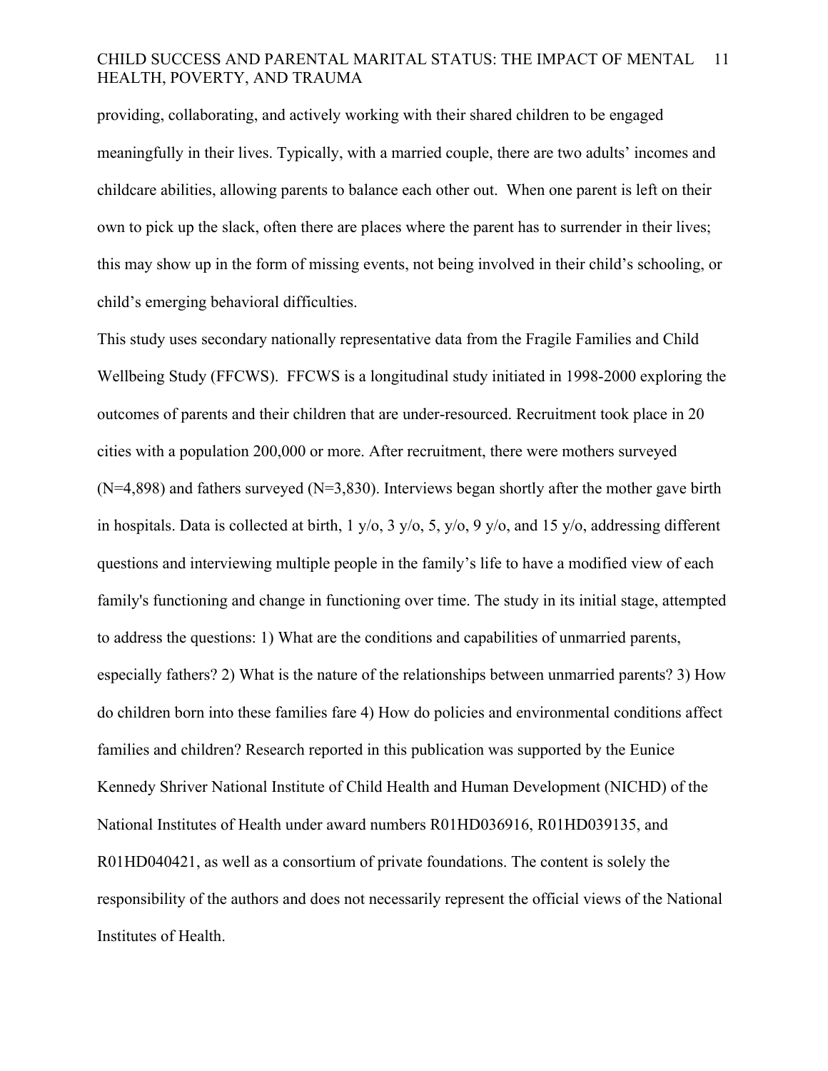providing, collaborating, and actively working with their shared children to be engaged meaningfully in their lives. Typically, with a married couple, there are two adults' incomes and childcare abilities, allowing parents to balance each other out. When one parent is left on their own to pick up the slack, often there are places where the parent has to surrender in their lives; this may show up in the form of missing events, not being involved in their child's schooling, or child's emerging behavioral difficulties.

This study uses secondary nationally representative data from the Fragile Families and Child Wellbeing Study (FFCWS). FFCWS is a longitudinal study initiated in 1998-2000 exploring the outcomes of parents and their children that are under-resourced. Recruitment took place in 20 cities with a population 200,000 or more. After recruitment, there were mothers surveyed (N=4,898) and fathers surveyed (N=3,830). Interviews began shortly after the mother gave birth in hospitals. Data is collected at birth, 1 y/o, 3 y/o, 5, y/o, 9 y/o, and 15 y/o, addressing different questions and interviewing multiple people in the family's life to have a modified view of each family's functioning and change in functioning over time. The study in its initial stage, attempted to address the questions: 1) What are the conditions and capabilities of unmarried parents, especially fathers? 2) What is the nature of the relationships between unmarried parents? 3) How do children born into these families fare 4) How do policies and environmental conditions affect families and children? Research reported in this publication was supported by the Eunice Kennedy Shriver National Institute of Child Health and Human Development (NICHD) of the National Institutes of Health under award numbers R01HD036916, R01HD039135, and R01HD040421, as well as a consortium of private foundations. The content is solely the responsibility of the authors and does not necessarily represent the official views of the National Institutes of Health.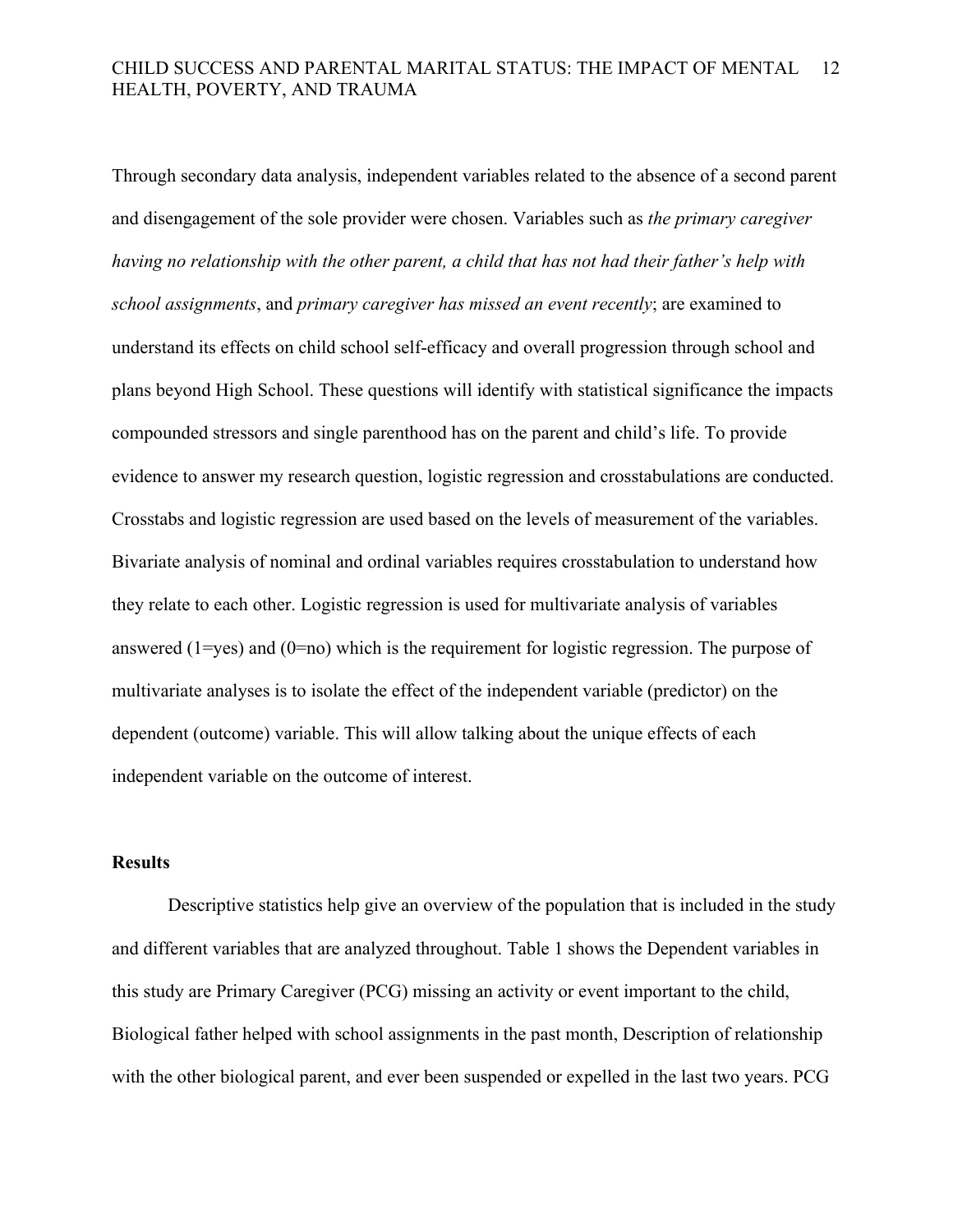Through secondary data analysis, independent variables related to the absence of a second parent and disengagement of the sole provider were chosen. Variables such as *the primary caregiver having no relationship with the other parent, a child that has not had their father's help with school assignments*, and *primary caregiver has missed an event recently*; are examined to understand its effects on child school self-efficacy and overall progression through school and plans beyond High School. These questions will identify with statistical significance the impacts compounded stressors and single parenthood has on the parent and child's life. To provide evidence to answer my research question, logistic regression and crosstabulations are conducted. Crosstabs and logistic regression are used based on the levels of measurement of the variables. Bivariate analysis of nominal and ordinal variables requires crosstabulation to understand how they relate to each other. Logistic regression is used for multivariate analysis of variables answered (1=yes) and (0=no) which is the requirement for logistic regression. The purpose of multivariate analyses is to isolate the effect of the independent variable (predictor) on the dependent (outcome) variable. This will allow talking about the unique effects of each independent variable on the outcome of interest.

**Results**

Descriptive statistics help give an overview of the population that is included in the study and different variables that are analyzed throughout. Table 1 shows the Dependent variables in this study are Primary Caregiver (PCG) missing an activity or event important to the child, Biological father helped with school assignments in the past month, Description of relationship with the other biological parent, and ever been suspended or expelled in the last two years. PCG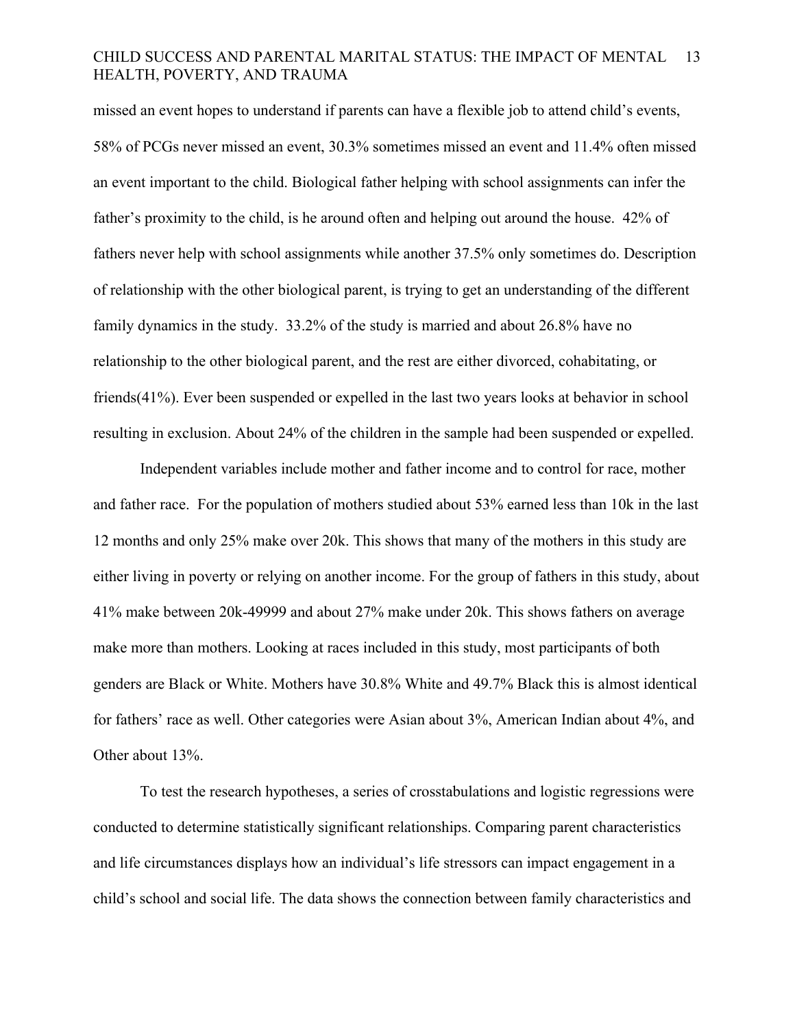missed an event hopes to understand if parents can have a flexible job to attend child's events, 58% of PCGs never missed an event, 30.3% sometimes missed an event and 11.4% often missed an event important to the child. Biological father helping with school assignments can infer the father's proximity to the child, is he around often and helping out around the house. 42% of fathers never help with school assignments while another 37.5% only sometimes do. Description of relationship with the other biological parent, is trying to get an understanding of the different family dynamics in the study. 33.2% of the study is married and about 26.8% have no relationship to the other biological parent, and the rest are either divorced, cohabitating, or friends(41%). Ever been suspended or expelled in the last two years looks at behavior in school resulting in exclusion. About 24% of the children in the sample had been suspended or expelled.

Independent variables include mother and father income and to control for race, mother and father race. For the population of mothers studied about 53% earned less than 10k in the last 12 months and only 25% make over 20k. This shows that many of the mothers in this study are either living in poverty or relying on another income. For the group of fathers in this study, about 41% make between 20k-49999 and about 27% make under 20k. This shows fathers on average make more than mothers. Looking at races included in this study, most participants of both genders are Black or White. Mothers have 30.8% White and 49.7% Black this is almost identical for fathers' race as well. Other categories were Asian about 3%, American Indian about 4%, and Other about 13%.

To test the research hypotheses, a series of crosstabulations and logistic regressions were conducted to determine statistically significant relationships. Comparing parent characteristics and life circumstances displays how an individual's life stressors can impact engagement in a child's school and social life. The data shows the connection between family characteristics and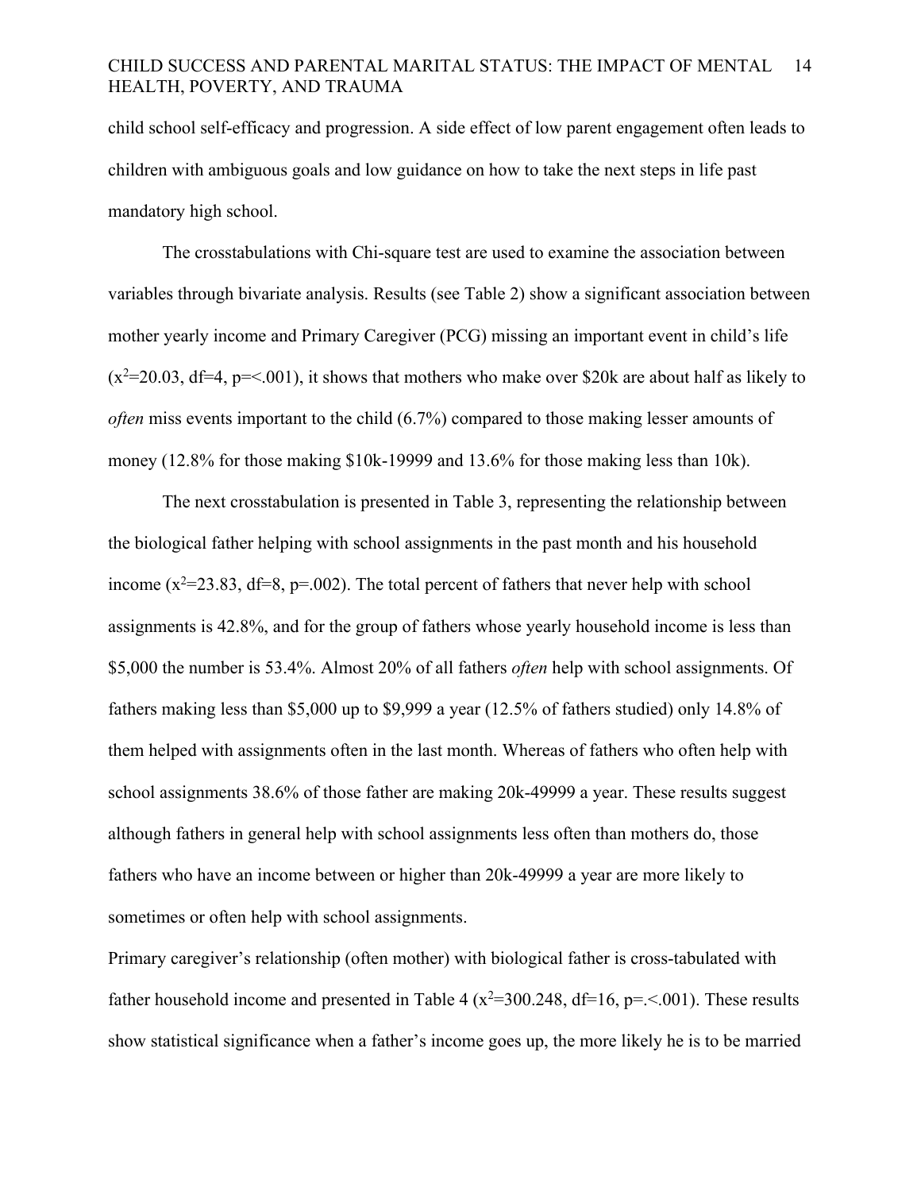child school self-efficacy and progression. A side effect of low parent engagement often leads to children with ambiguous goals and low guidance on how to take the next steps in life past mandatory high school.

The crosstabulations with Chi-square test are used to examine the association between variables through bivariate analysis. Results (see Table 2) show a significant association between mother yearly income and Primary Caregiver (PCG) missing an important event in child's life ($x^2$=20.03, df=4, p=<.001), it shows that mothers who make over $20k are about half as likely to *often* miss events important to the child (6.7%) compared to those making lesser amounts of money (12.8% for those making $10k-19999 and 13.6% for those making less than 10k).

The next crosstabulation is presented in Table 3, representing the relationship between the biological father helping with school assignments in the past month and his household income ($x^2$=23.83, df=8, p=.002). The total percent of fathers that never help with school assignments is 42.8%, and for the group of fathers whose yearly household income is less than $5,000 the number is 53.4%. Almost 20% of all fathers *often* help with school assignments. Of fathers making less than $5,000 up to $9,999 a year (12.5% of fathers studied) only 14.8% of them helped with assignments often in the last month. Whereas of fathers who often help with school assignments 38.6% of those father are making 20k-49999 a year. These results suggest although fathers in general help with school assignments less often than mothers do, those fathers who have an income between or higher than 20k-49999 a year are more likely to sometimes or often help with school assignments.

Primary caregiver's relationship (often mother) with biological father is cross-tabulated with father household income and presented in Table 4 ($x^2$=300.248, df=16, p=.<.001). These results show statistical significance when a father's income goes up, the more likely he is to be married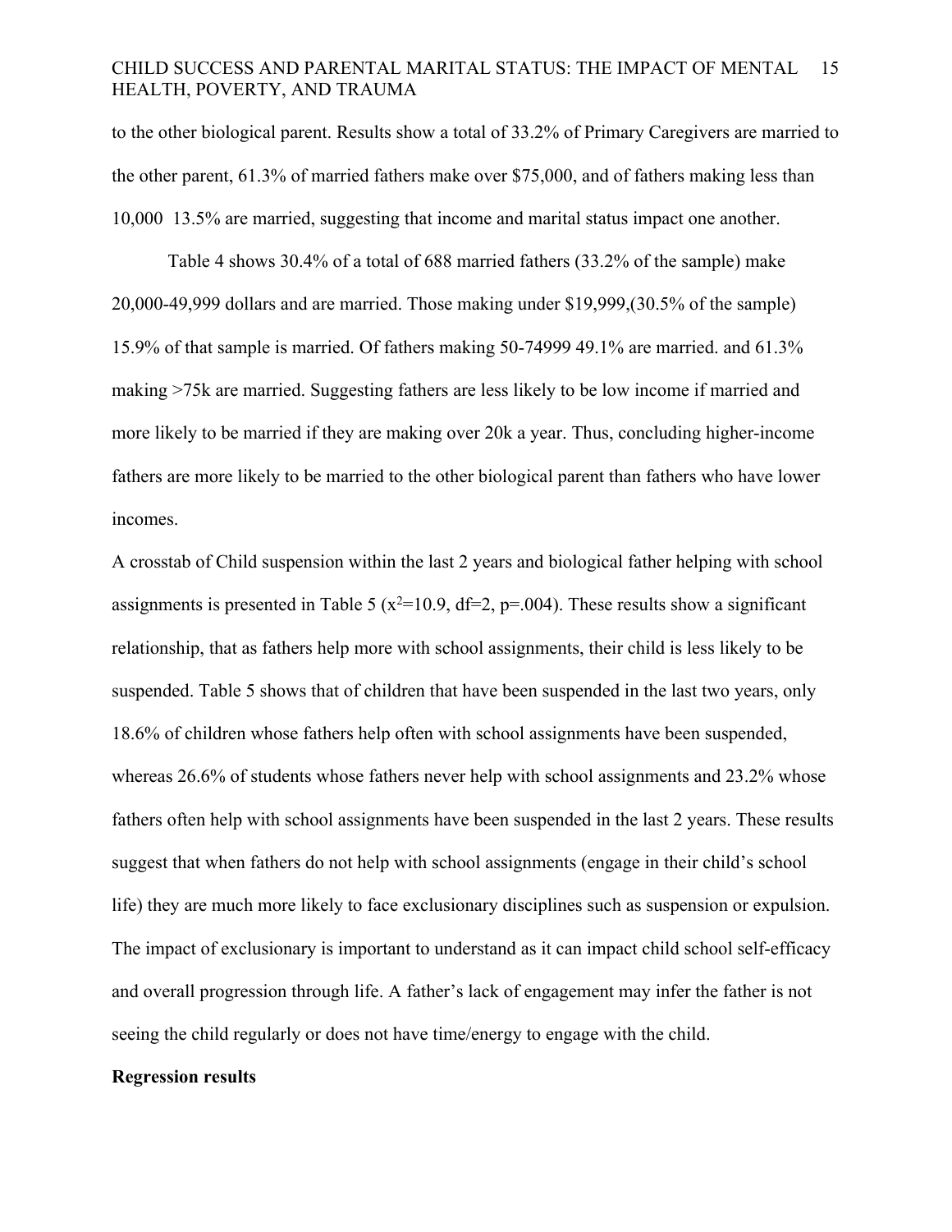to the other biological parent. Results show a total of 33.2% of Primary Caregivers are married to the other parent, 61.3% of married fathers make over $75,000, and of fathers making less than 10,000 13.5% are married, suggesting that income and marital status impact one another.

Table 4 shows 30.4% of a total of 688 married fathers (33.2% of the sample) make 20,000-49,999 dollars and are married. Those making under $19,999,(30.5% of the sample) 15.9% of that sample is married. Of fathers making 50-74999 49.1% are married. and 61.3% making >75k are married. Suggesting fathers are less likely to be low income if married and more likely to be married if they are making over 20k a year. Thus, concluding higher-income fathers are more likely to be married to the other biological parent than fathers who have lower incomes.

A crosstab of Child suspension within the last 2 years and biological father helping with school assignments is presented in Table 5 ($x^2$=10.9, df=2, p=.004). These results show a significant relationship, that as fathers help more with school assignments, their child is less likely to be suspended. Table 5 shows that of children that have been suspended in the last two years, only 18.6% of children whose fathers help often with school assignments have been suspended, whereas 26.6% of students whose fathers never help with school assignments and 23.2% whose fathers often help with school assignments have been suspended in the last 2 years. These results suggest that when fathers do not help with school assignments (engage in their child's school life) they are much more likely to face exclusionary disciplines such as suspension or expulsion. The impact of exclusionary is important to understand as it can impact child school self-efficacy and overall progression through life. A father's lack of engagement may infer the father is not seeing the child regularly or does not have time/energy to engage with the child.

**Regression results**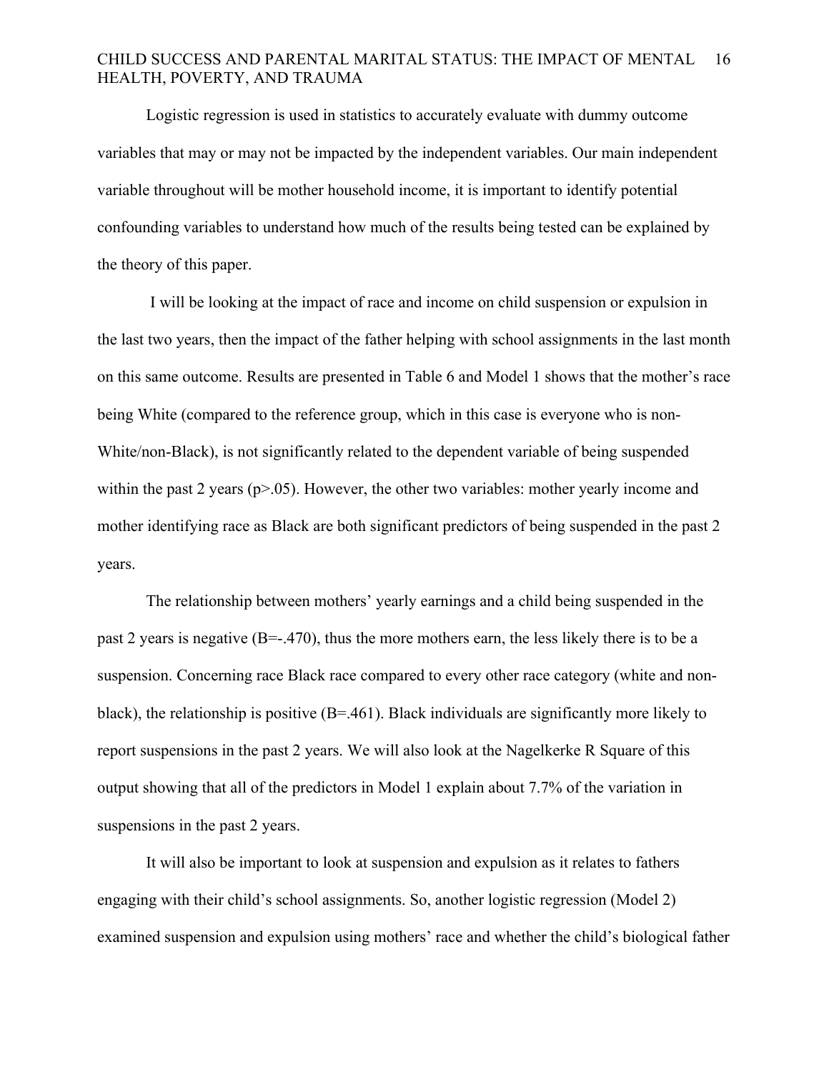Logistic regression is used in statistics to accurately evaluate with dummy outcome variables that may or may not be impacted by the independent variables. Our main independent variable throughout will be mother household income, it is important to identify potential confounding variables to understand how much of the results being tested can be explained by the theory of this paper.

I will be looking at the impact of race and income on child suspension or expulsion in the last two years, then the impact of the father helping with school assignments in the last month on this same outcome. Results are presented in Table 6 and Model 1 shows that the mother's race being White (compared to the reference group, which in this case is everyone who is non-White/non-Black), is not significantly related to the dependent variable of being suspended within the past 2 years ($p>.05$). However, the other two variables: mother yearly income and mother identifying race as Black are both significant predictors of being suspended in the past 2 years.

The relationship between mothers' yearly earnings and a child being suspended in the past 2 years is negative ($B=-.470$), thus the more mothers earn, the less likely there is to be a suspension. Concerning race Black race compared to every other race category (white and non-black), the relationship is positive ($B=.461$). Black individuals are significantly more likely to report suspensions in the past 2 years. We will also look at the Nagelkerke R Square of this output showing that all of the predictors in Model 1 explain about 7.7% of the variation in suspensions in the past 2 years.

It will also be important to look at suspension and expulsion as it relates to fathers engaging with their child's school assignments. So, another logistic regression (Model 2) examined suspension and expulsion using mothers' race and whether the child's biological father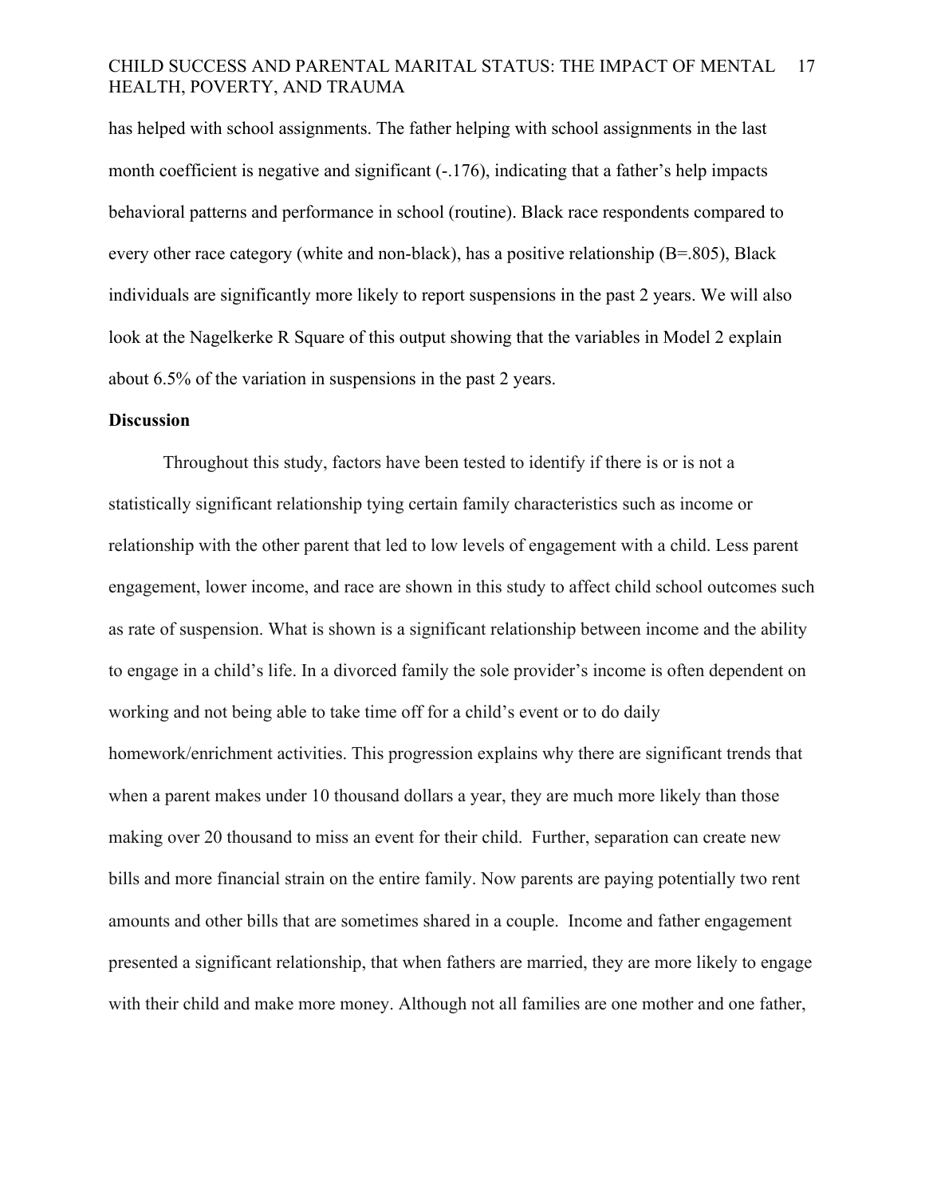has helped with school assignments. The father helping with school assignments in the last month coefficient is negative and significant (-.176), indicating that a father's help impacts behavioral patterns and performance in school (routine). Black race respondents compared to every other race category (white and non-black), has a positive relationship (B=.805), Black individuals are significantly more likely to report suspensions in the past 2 years. We will also look at the Nagelkerke R Square of this output showing that the variables in Model 2 explain about 6.5% of the variation in suspensions in the past 2 years.

## Discussion

Throughout this study, factors have been tested to identify if there is or is not a statistically significant relationship tying certain family characteristics such as income or relationship with the other parent that led to low levels of engagement with a child. Less parent engagement, lower income, and race are shown in this study to affect child school outcomes such as rate of suspension. What is shown is a significant relationship between income and the ability to engage in a child's life. In a divorced family the sole provider's income is often dependent on working and not being able to take time off for a child's event or to do daily homework/enrichment activities. This progression explains why there are significant trends that when a parent makes under 10 thousand dollars a year, they are much more likely than those making over 20 thousand to miss an event for their child. Further, separation can create new bills and more financial strain on the entire family. Now parents are paying potentially two rent amounts and other bills that are sometimes shared in a couple. Income and father engagement presented a significant relationship, that when fathers are married, they are more likely to engage with their child and make more money. Although not all families are one mother and one father,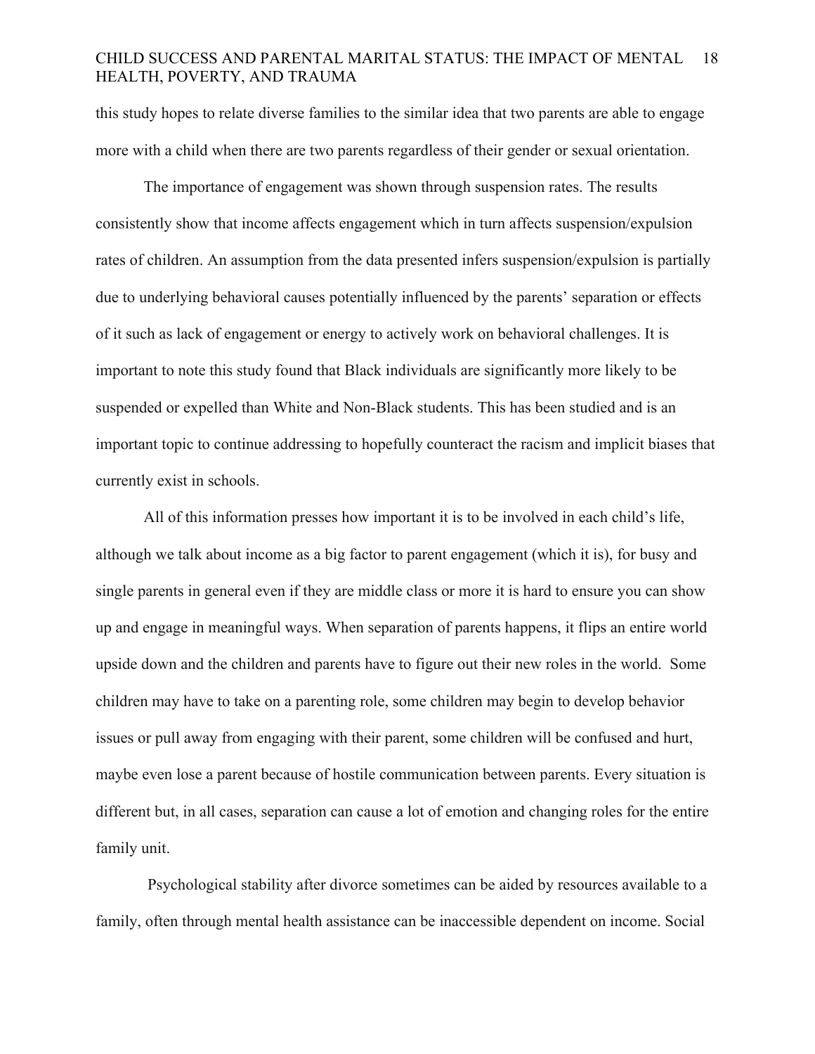this study hopes to relate diverse families to the similar idea that two parents are able to engage more with a child when there are two parents regardless of their gender or sexual orientation.

The importance of engagement was shown through suspension rates. The results consistently show that income affects engagement which in turn affects suspension/expulsion rates of children. An assumption from the data presented infers suspension/expulsion is partially due to underlying behavioral causes potentially influenced by the parents' separation or effects of it such as lack of engagement or energy to actively work on behavioral challenges. It is important to note this study found that Black individuals are significantly more likely to be suspended or expelled than White and Non-Black students. This has been studied and is an important topic to continue addressing to hopefully counteract the racism and implicit biases that currently exist in schools.

All of this information presses how important it is to be involved in each child's life, although we talk about income as a big factor to parent engagement (which it is), for busy and single parents in general even if they are middle class or more it is hard to ensure you can show up and engage in meaningful ways. When separation of parents happens, it flips an entire world upside down and the children and parents have to figure out their new roles in the world. Some children may have to take on a parenting role, some children may begin to develop behavior issues or pull away from engaging with their parent, some children will be confused and hurt, maybe even lose a parent because of hostile communication between parents. Every situation is different but, in all cases, separation can cause a lot of emotion and changing roles for the entire family unit.

Psychological stability after divorce sometimes can be aided by resources available to a family, often through mental health assistance can be inaccessible dependent on income. Social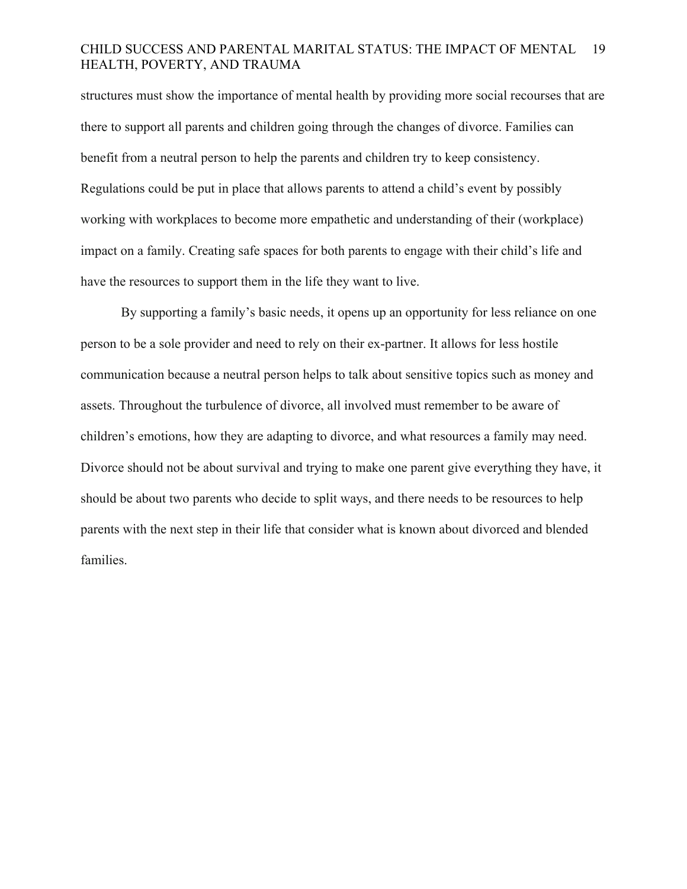structures must show the importance of mental health by providing more social recourses that are there to support all parents and children going through the changes of divorce. Families can benefit from a neutral person to help the parents and children try to keep consistency. Regulations could be put in place that allows parents to attend a child's event by possibly working with workplaces to become more empathetic and understanding of their (workplace) impact on a family. Creating safe spaces for both parents to engage with their child's life and have the resources to support them in the life they want to live.

By supporting a family's basic needs, it opens up an opportunity for less reliance on one person to be a sole provider and need to rely on their ex-partner. It allows for less hostile communication because a neutral person helps to talk about sensitive topics such as money and assets. Throughout the turbulence of divorce, all involved must remember to be aware of children's emotions, how they are adapting to divorce, and what resources a family may need. Divorce should not be about survival and trying to make one parent give everything they have, it should be about two parents who decide to split ways, and there needs to be resources to help parents with the next step in their life that consider what is known about divorced and blended families.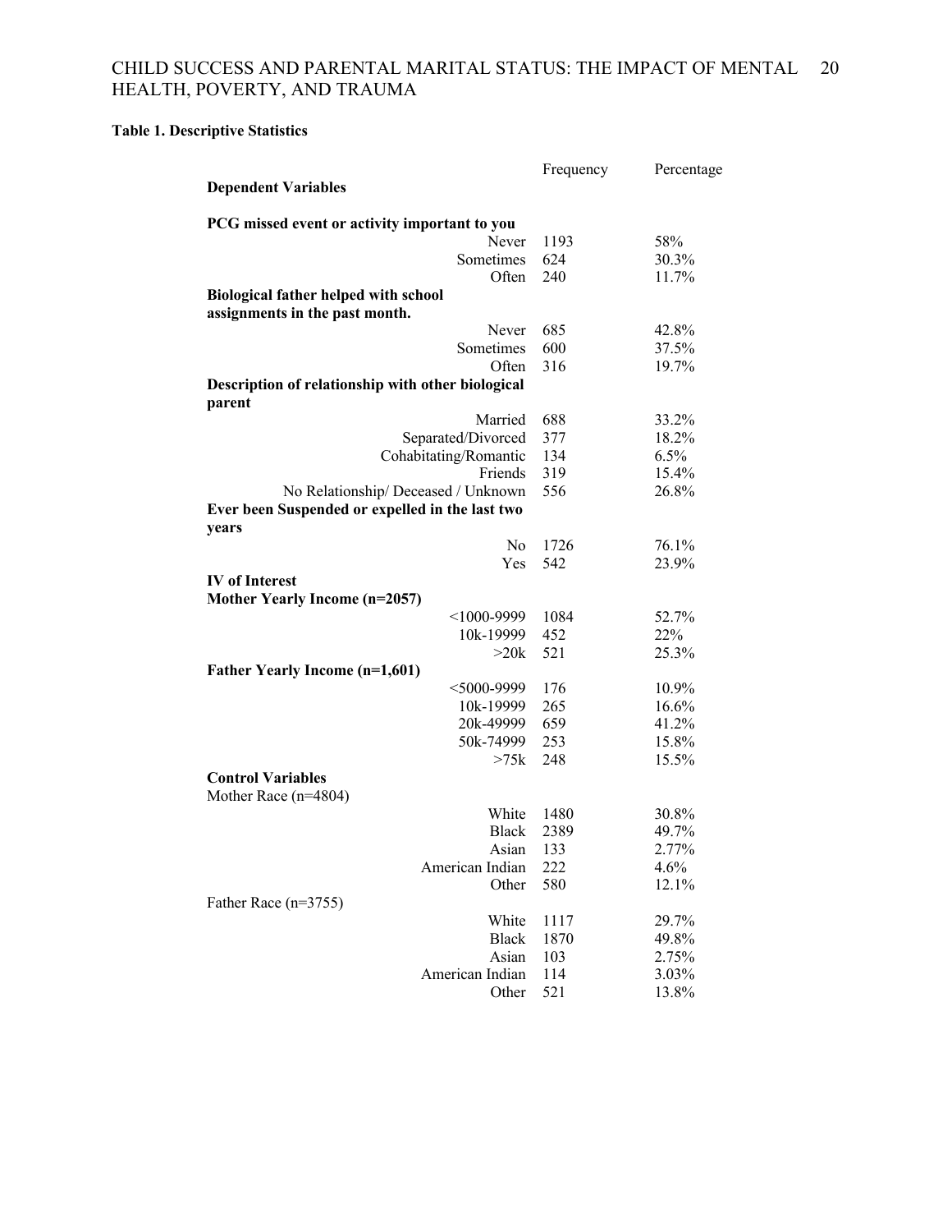**Table 1. Descriptive Statistics**

| | Frequency | Percentage |
|---|---|---|
| **Dependent Variables** | | |
| **PCG missed event or activity important to you** | | |
| Never | 1193 | 58% |
| Sometimes | 624 | 30.3% |
| Often | 240 | 11.7% |
| **Biological father helped with school assignments in the past month.** | | |
| Never | 685 | 42.8% |
| Sometimes | 600 | 37.5% |
| Often | 316 | 19.7% |
| **Description of relationship with other biological parent** | | |
| Married | 688 | 33.2% |
| Separated/Divorced | 377 | 18.2% |
| Cohabitating/Romantic | 134 | 6.5% |
| Friends | 319 | 15.4% |
| No Relationship/ Deceased / Unknown | 556 | 26.8% |
| **Ever been Suspended or expelled in the last two years** | | |
| No | 1726 | 76.1% |
| Yes | 542 | 23.9% |
| **IV of Interest** | | |
| **Mother Yearly Income (n=2057)** | | |
| <1000-9999 | 1084 | 52.7% |
| 10k-19999 | 452 | 22% |
| >20k | 521 | 25.3% |
| **Father Yearly Income (n=1,601)** | | |
| <5000-9999 | 176 | 10.9% |
| 10k-19999 | 265 | 16.6% |
| 20k-49999 | 659 | 41.2% |
| 50k-74999 | 253 | 15.8% |
| >75k | 248 | 15.5% |
| **Control Variables** | | |
| Mother Race (n=4804) | | |
| White | 1480 | 30.8% |
| Black | 2389 | 49.7% |
| Asian | 133 | 2.77% |
| American Indian | 222 | 4.6% |
| Other | 580 | 12.1% |
| Father Race (n=3755) | | |
| White | 1117 | 29.7% |
| Black | 1870 | 49.8% |
| Asian | 103 | 2.75% |
| American Indian | 114 | 3.03% |
| Other | 521 | 13.8% |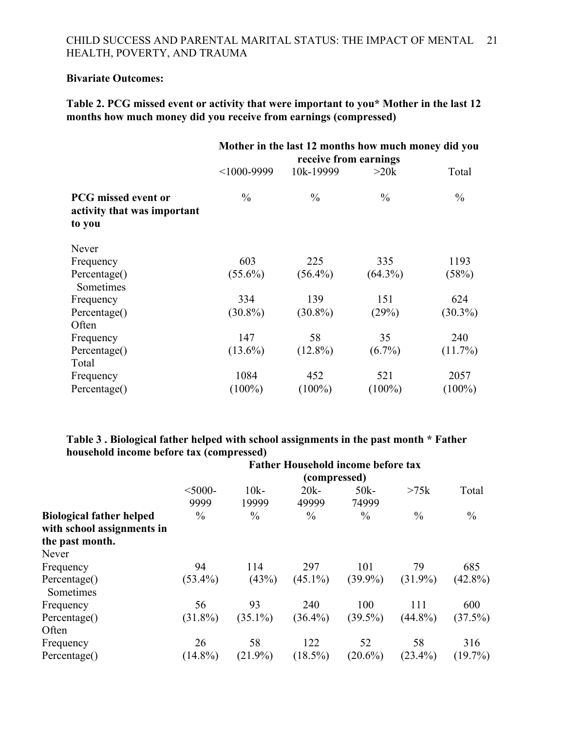**Bivariate Outcomes:**

**Table 2. PCG missed event or activity that were important to you* Mother in the last 12 months how much money did you receive from earnings (compressed)**

| | Mother in the last 12 months how much money did you receive from earnings | | | |
|---|---|---|---|---|
| | <1000-9999 | 10k-19999 | >20k | Total |
| **PCG missed event or activity that was important to you** | % | % | % | % |
| Never | | | | |
| Frequency | 603 | 225 | 335 | 1193 |
| Percentage() | (55.6%) | (56.4%) | (64.3%) | (58%) |
| Sometimes | | | | |
| Frequency | 334 | 139 | 151 | 624 |
| Percentage() | (30.8%) | (30.8%) | (29%) | (30.3%) |
| Often | | | | |
| Frequency | 147 | 58 | 35 | 240 |
| Percentage() | (13.6%) | (12.8%) | (6.7%) | (11.7%) |
| Total | | | | |
| Frequency | 1084 | 452 | 521 | 2057 |
| Percentage() | (100%) | (100%) | (100%) | (100%) |

**Table 3 . Biological father helped with school assignments in the past month * Father household income before tax (compressed)**

| | Father Household income before tax (compressed) | | | | | |
|---|---|---|---|---|---|---|
| | <5000-9999 | 10k-19999 | 20k-49999 | 50k-74999 | >75k | Total |
| **Biological father helped with school assignments in the past month.** | % | % | % | % | % | % |
| Never | | | | | | |
| Frequency | 94 | 114 | 297 | 101 | 79 | 685 |
| Percentage() | (53.4%) | (43%) | (45.1%) | (39.9%) | (31.9%) | (42.8%) |
| Sometimes | | | | | | |
| Frequency | 56 | 93 | 240 | 100 | 111 | 600 |
| Percentage() | (31.8%) | (35.1%) | (36.4%) | (39.5%) | (44.8%) | (37.5%) |
| Often | | | | | | |
| Frequency | 26 | 58 | 122 | 52 | 58 | 316 |
| Percentage() | (14.8%) | (21.9%) | (18.5%) | (20.6%) | (23.4%) | (19.7%) |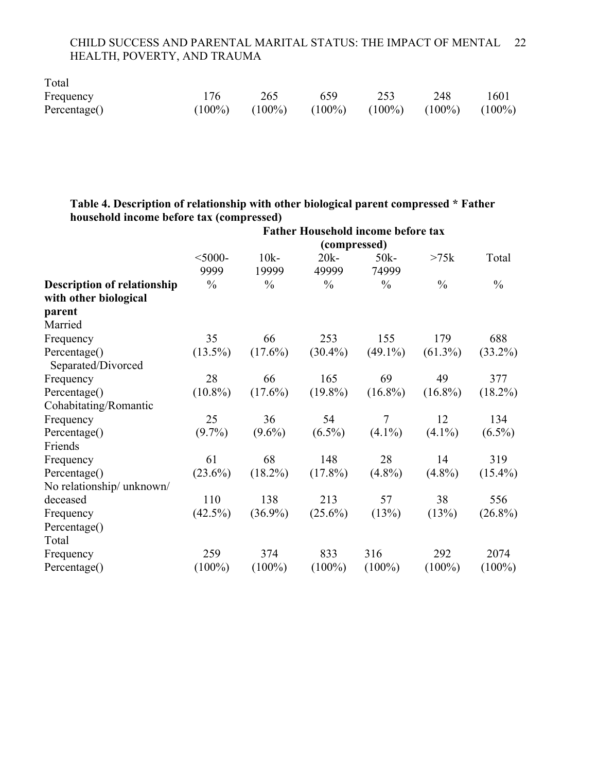| | | | | | | |
|---|---|---|---|---|---|---|
| Total | | | | | | |
| Frequency | 176 | 265 | 659 | 253 | 248 | 1601 |
| Percentage() | (100%) | (100%) | (100%) | (100%) | (100%) | (100%) |

**Table 4. Description of relationship with other biological parent compressed * Father household income before tax (compressed)**

| | **Father Household income before tax (compressed)** | | | | | |
|---|---|---|---|---|---|---|
| | <5000-9999 | 10k-19999 | 20k-49999 | 50k-74999 | >75k | Total |
| **Description of relationship with other biological parent** | % | % | % | % | % | % |
| Married | | | | | | |
| Frequency | 35 | 66 | 253 | 155 | 179 | 688 |
| Percentage() | (13.5%) | (17.6%) | (30.4%) | (49.1%) | (61.3%) | (33.2%) |
| Separated/Divorced | | | | | | |
| Frequency | 28 | 66 | 165 | 69 | 49 | 377 |
| Percentage() | (10.8%) | (17.6%) | (19.8%) | (16.8%) | (16.8%) | (18.2%) |
| Cohabitating/Romantic | | | | | | |
| Frequency | 25 | 36 | 54 | 7 | 12 | 134 |
| Percentage() | (9.7%) | (9.6%) | (6.5%) | (4.1%) | (4.1%) | (6.5%) |
| Friends | | | | | | |
| Frequency | 61 | 68 | 148 | 28 | 14 | 319 |
| Percentage() | (23.6%) | (18.2%) | (17.8%) | (4.8%) | (4.8%) | (15.4%) |
| No relationship/ unknown/ deceased | | | | | | |
| Frequency | 110 | 138 | 213 | 57 | 38 | 556 |
| Percentage() | (42.5%) | (36.9%) | (25.6%) | (13%) | (13%) | (26.8%) |
| Total | | | | | | |
| Frequency | 259 | 374 | 833 | 316 | 292 | 2074 |
| Percentage() | (100%) | (100%) | (100%) | (100%) | (100%) | (100%) |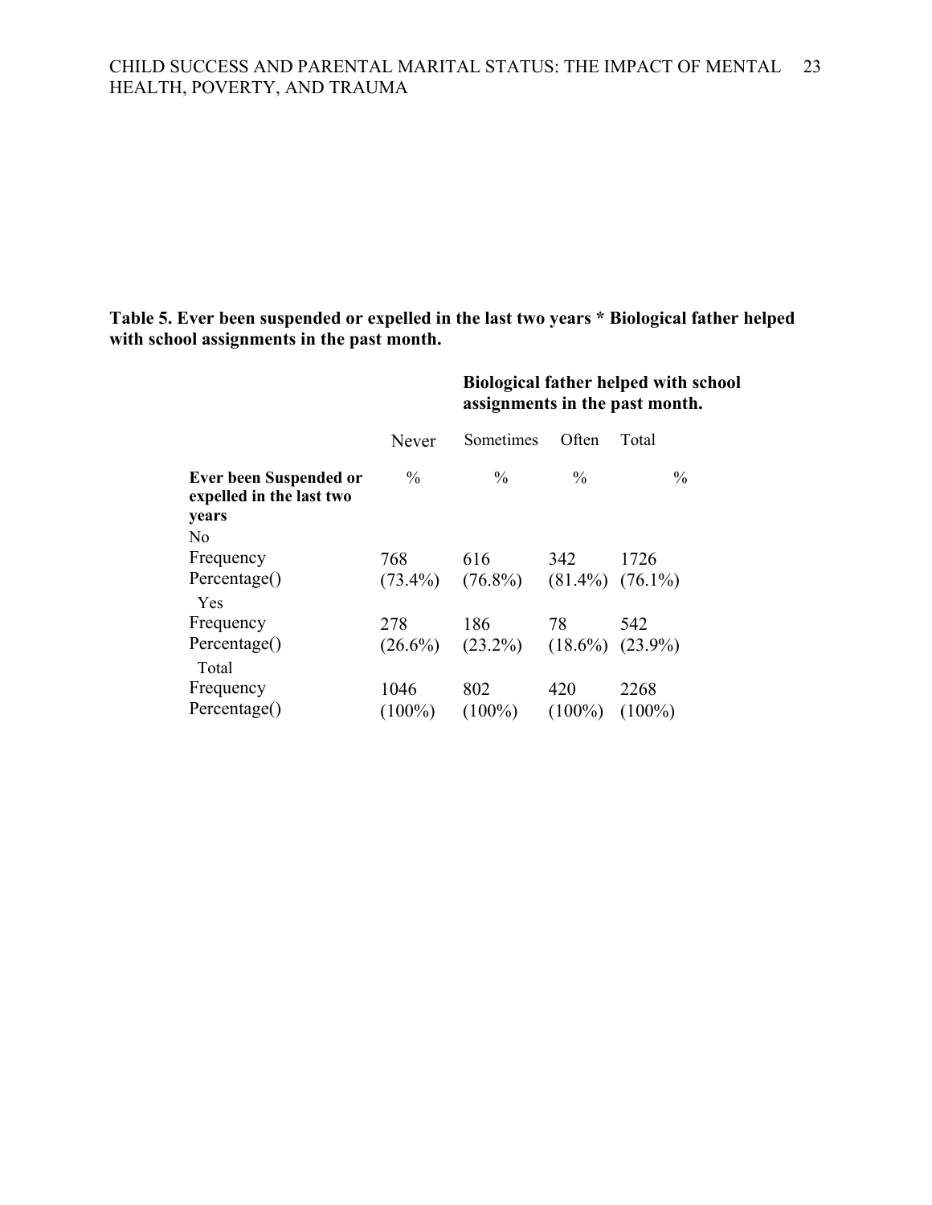**Table 5. Ever been suspended or expelled in the last two years * Biological father helped with school assignments in the past month.**

| | **Biological father helped with school assignments in the past month.** | | | |
|---|---|---|---|---|
| | Never | Sometimes | Often | Total |
| **Ever been Suspended or expelled in the last two years** | % | % | % | % |
| No | | | | |
| Frequency | 768 | 616 | 342 | 1726 |
| Percentage() | (73.4%) | (76.8%) | (81.4%) | (76.1%) |
| Yes | | | | |
| Frequency | 278 | 186 | 78 | 542 |
| Percentage() | (26.6%) | (23.2%) | (18.6%) | (23.9%) |
| Total | | | | |
| Frequency | 1046 | 802 | 420 | 2268 |
| Percentage() | (100%) | (100%) | (100%) | (100%) |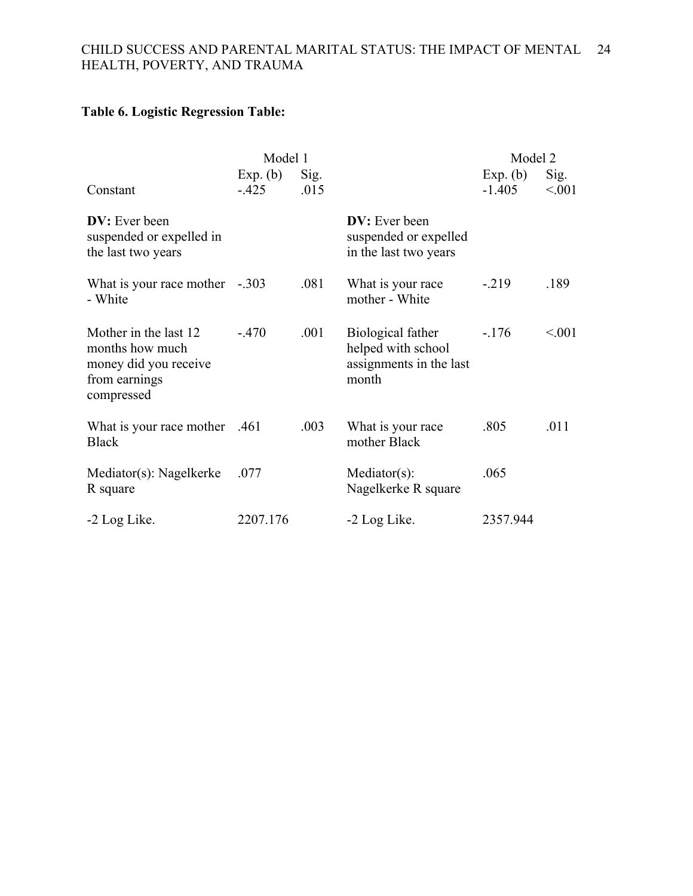**Table 6. Logistic Regression Table:**

| | Model 1 | | | Model 2 | |
|---|---|---|---|---|---|
| | Exp. (b) | Sig. | | Exp. (b) | Sig. |
| Constant | -.425 | .015 | | -1.405 | <.001 |
| **DV:** Ever been suspended or expelled in the last two years | | | **DV:** Ever been suspended or expelled in the last two years | | |
| What is your race mother - White | -.303 | .081 | What is your race mother - White | -.219 | .189 |
| Mother in the last 12 months how much money did you receive from earnings compressed | -.470 | .001 | Biological father helped with school assignments in the last month | -.176 | <.001 |
| What is your race mother Black | .461 | .003 | What is your race mother Black | .805 | .011 |
| Mediator(s): Nagelkerke R square | .077 | | Mediator(s): Nagelkerke R square | .065 | |
| -2 Log Like. | 2207.176 | | -2 Log Like. | 2357.944 | |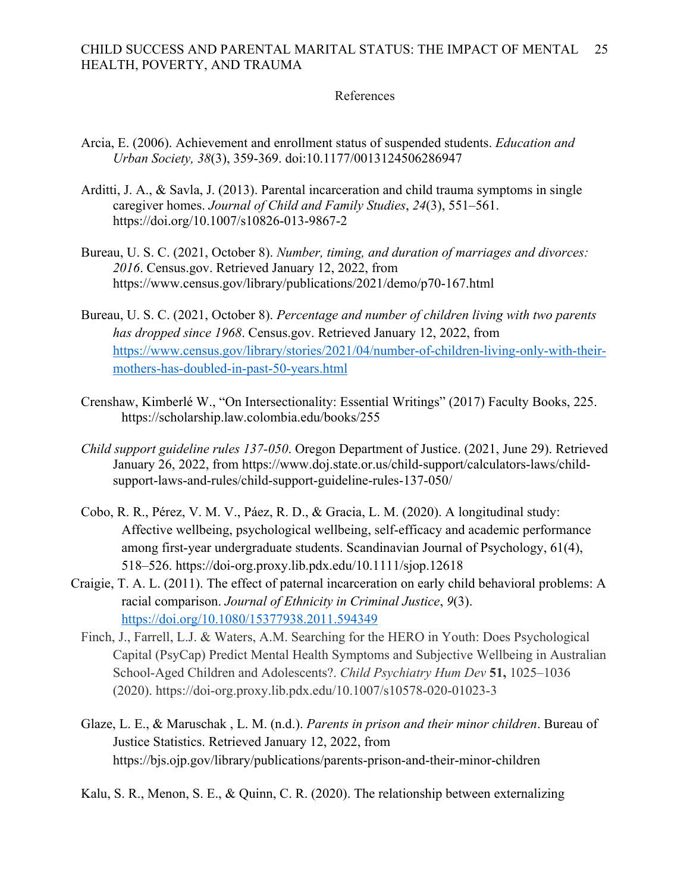References

Arcia, E. (2006). Achievement and enrollment status of suspended students. *Education and Urban Society, 38*(3), 359-369. doi:10.1177/0013124506286947

Arditti, J. A., & Savla, J. (2013). Parental incarceration and child trauma symptoms in single caregiver homes. *Journal of Child and Family Studies*, *24*(3), 551–561. https://doi.org/10.1007/s10826-013-9867-2

Bureau, U. S. C. (2021, October 8). *Number, timing, and duration of marriages and divorces: 2016*. Census.gov. Retrieved January 12, 2022, from https://www.census.gov/library/publications/2021/demo/p70-167.html

Bureau, U. S. C. (2021, October 8). *Percentage and number of children living with two parents has dropped since 1968*. Census.gov. Retrieved January 12, 2022, from https://www.census.gov/library/stories/2021/04/number-of-children-living-only-with-their-mothers-has-doubled-in-past-50-years.html

Crenshaw, Kimberlé W., "On Intersectionality: Essential Writings" (2017) Faculty Books, 225. https://scholarship.law.colombia.edu/books/255

*Child support guideline rules 137-050*. Oregon Department of Justice. (2021, June 29). Retrieved January 26, 2022, from https://www.doj.state.or.us/child-support/calculators-laws/child-support-laws-and-rules/child-support-guideline-rules-137-050/

Cobo, R. R., Pérez, V. M. V., Páez, R. D., & Gracia, L. M. (2020). A longitudinal study: Affective wellbeing, psychological wellbeing, self-efficacy and academic performance among first-year undergraduate students. Scandinavian Journal of Psychology, 61(4), 518–526. https://doi-org.proxy.lib.pdx.edu/10.1111/sjop.12618

Craigie, T. A. L. (2011). The effect of paternal incarceration on early child behavioral problems: A racial comparison. *Journal of Ethnicity in Criminal Justice*, *9*(3). https://doi.org/10.1080/15377938.2011.594349

Finch, J., Farrell, L.J. & Waters, A.M. Searching for the HERO in Youth: Does Psychological Capital (PsyCap) Predict Mental Health Symptoms and Subjective Wellbeing in Australian School-Aged Children and Adolescents?. *Child Psychiatry Hum Dev* **51,** 1025–1036 (2020). https://doi-org.proxy.lib.pdx.edu/10.1007/s10578-020-01023-3

Glaze, L. E., & Maruschak , L. M. (n.d.). *Parents in prison and their minor children*. Bureau of Justice Statistics. Retrieved January 12, 2022, from https://bjs.ojp.gov/library/publications/parents-prison-and-their-minor-children

Kalu, S. R., Menon, S. E., & Quinn, C. R. (2020). The relationship between externalizing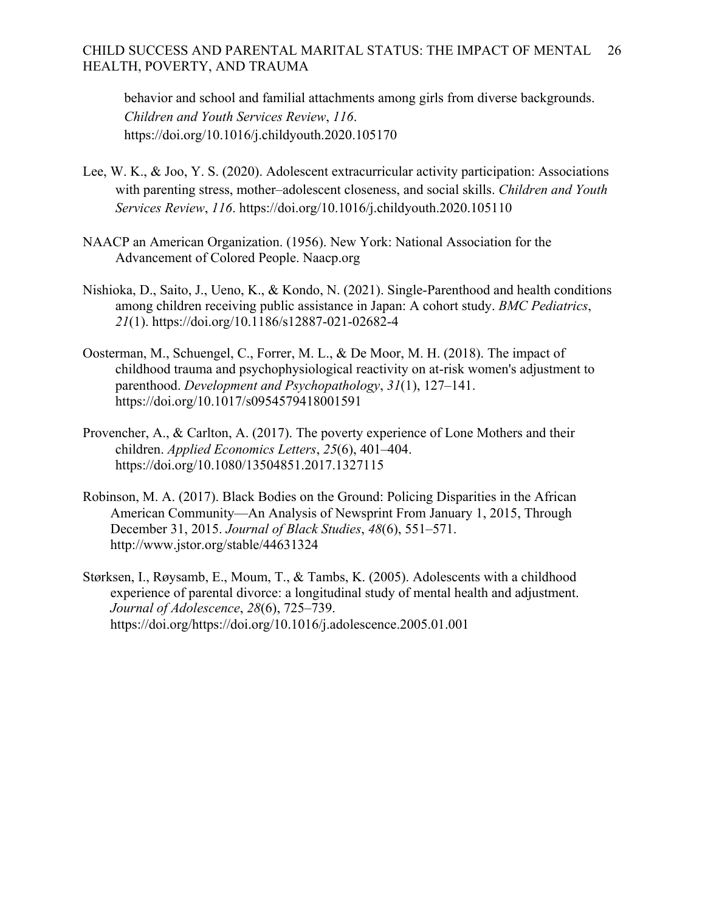behavior and school and familial attachments among girls from diverse backgrounds. *Children and Youth Services Review*, *116*. https://doi.org/10.1016/j.childyouth.2020.105170

Lee, W. K., & Joo, Y. S. (2020). Adolescent extracurricular activity participation: Associations with parenting stress, mother–adolescent closeness, and social skills. *Children and Youth Services Review*, *116*. https://doi.org/10.1016/j.childyouth.2020.105110

NAACP an American Organization. (1956). New York: National Association for the Advancement of Colored People. Naacp.org

Nishioka, D., Saito, J., Ueno, K., & Kondo, N. (2021). Single-Parenthood and health conditions among children receiving public assistance in Japan: A cohort study. *BMC Pediatrics*, *21*(1). https://doi.org/10.1186/s12887-021-02682-4

Oosterman, M., Schuengel, C., Forrer, M. L., & De Moor, M. H. (2018). The impact of childhood trauma and psychophysiological reactivity on at-risk women's adjustment to parenthood. *Development and Psychopathology*, *31*(1), 127–141. https://doi.org/10.1017/s0954579418001591

Provencher, A., & Carlton, A. (2017). The poverty experience of Lone Mothers and their children. *Applied Economics Letters*, *25*(6), 401–404. https://doi.org/10.1080/13504851.2017.1327115

Robinson, M. A. (2017). Black Bodies on the Ground: Policing Disparities in the African American Community—An Analysis of Newsprint From January 1, 2015, Through December 31, 2015. *Journal of Black Studies*, *48*(6), 551–571. http://www.jstor.org/stable/44631324

Størksen, I., Røysamb, E., Moum, T., & Tambs, K. (2005). Adolescents with a childhood experience of parental divorce: a longitudinal study of mental health and adjustment. *Journal of Adolescence*, *28*(6), 725–739. https://doi.org/https://doi.org/10.1016/j.adolescence.2005.01.001